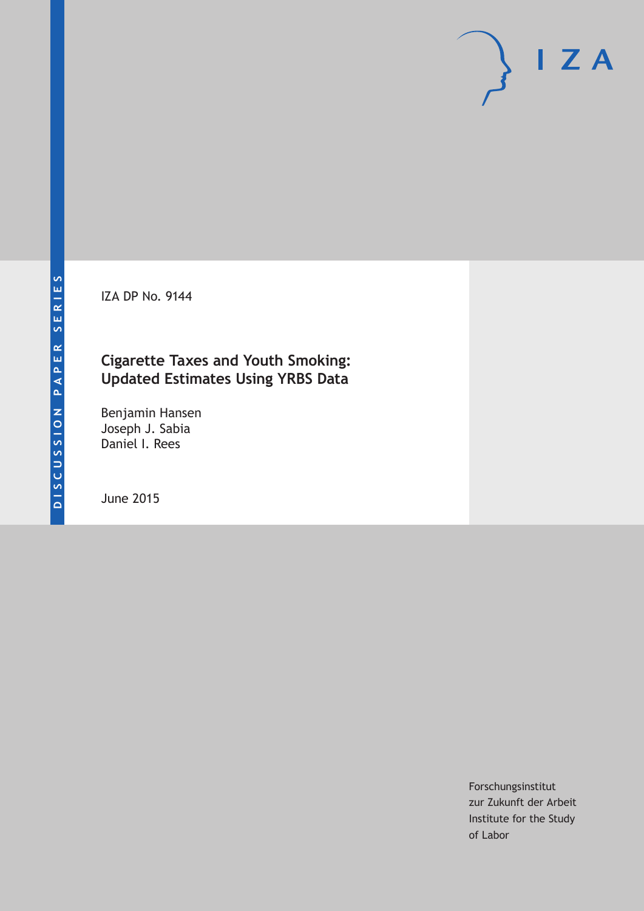DISCUSSION PAPER SERIES

IZA DP No. 9144

# Cigarette Taxes and Youth Smoking: Updated Estimates Using YRBS Data

Benjamin Hansen
Joseph J. Sabia
Daniel I. Rees

June 2015

Forschungsinstitut
zur Zukunft der Arbeit
Institute for the Study
of Labor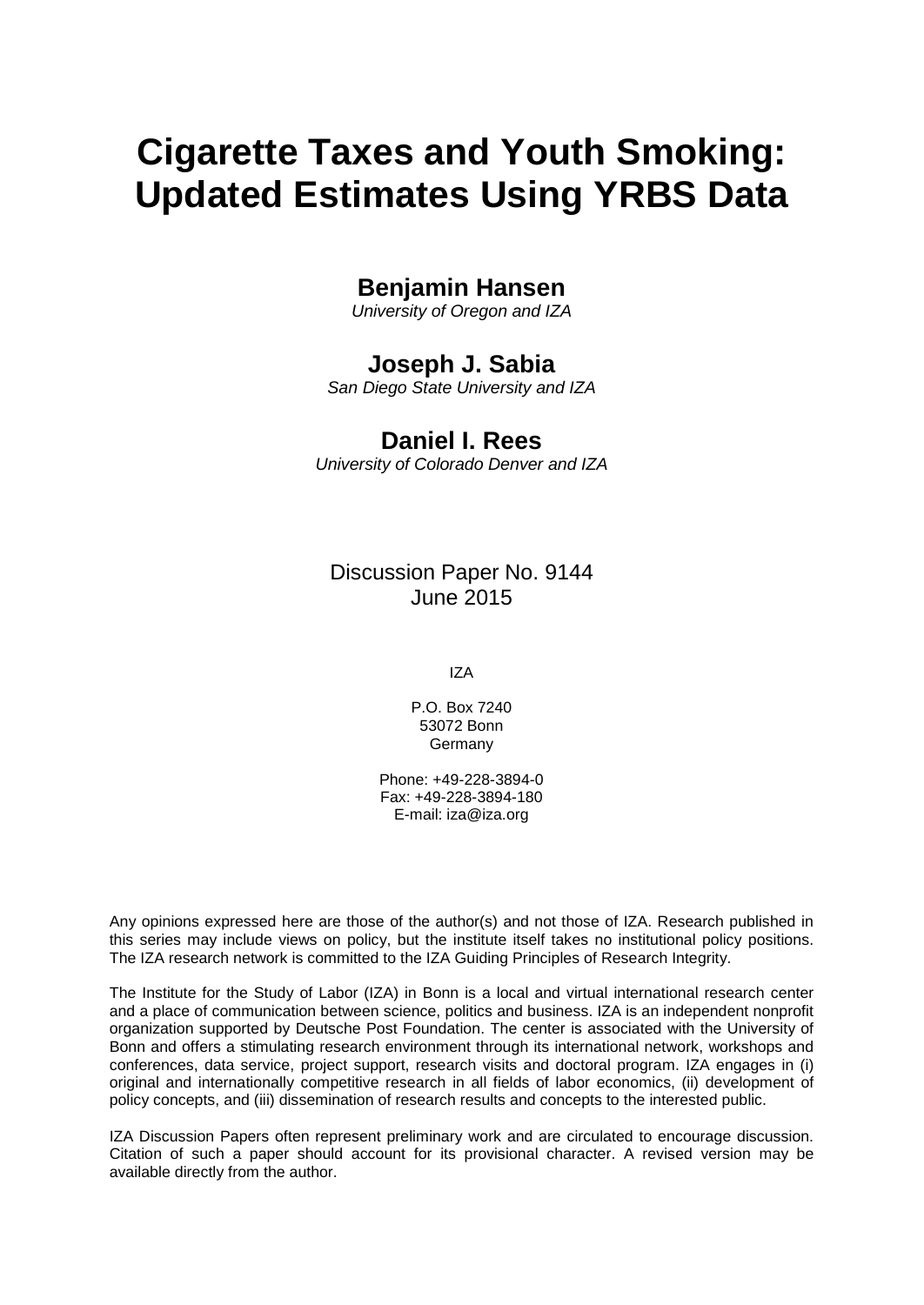# Cigarette Taxes and Youth Smoking: Updated Estimates Using YRBS Data

**Benjamin Hansen**

*University of Oregon and IZA*

**Joseph J. Sabia**

*San Diego State University and IZA*

**Daniel I. Rees**

*University of Colorado Denver and IZA*

Discussion Paper No. 9144
June 2015

IZA

P.O. Box 7240
53072 Bonn
Germany

Phone: +49-228-3894-0
Fax: +49-228-3894-180
E-mail: iza@iza.org

Any opinions expressed here are those of the author(s) and not those of IZA. Research published in this series may include views on policy, but the institute itself takes no institutional policy positions. The IZA research network is committed to the IZA Guiding Principles of Research Integrity.

The Institute for the Study of Labor (IZA) in Bonn is a local and virtual international research center and a place of communication between science, politics and business. IZA is an independent nonprofit organization supported by Deutsche Post Foundation. The center is associated with the University of Bonn and offers a stimulating research environment through its international network, workshops and conferences, data service, project support, research visits and doctoral program. IZA engages in (i) original and internationally competitive research in all fields of labor economics, (ii) development of policy concepts, and (iii) dissemination of research results and concepts to the interested public.

IZA Discussion Papers often represent preliminary work and are circulated to encourage discussion. Citation of such a paper should account for its provisional character. A revised version may be available directly from the author.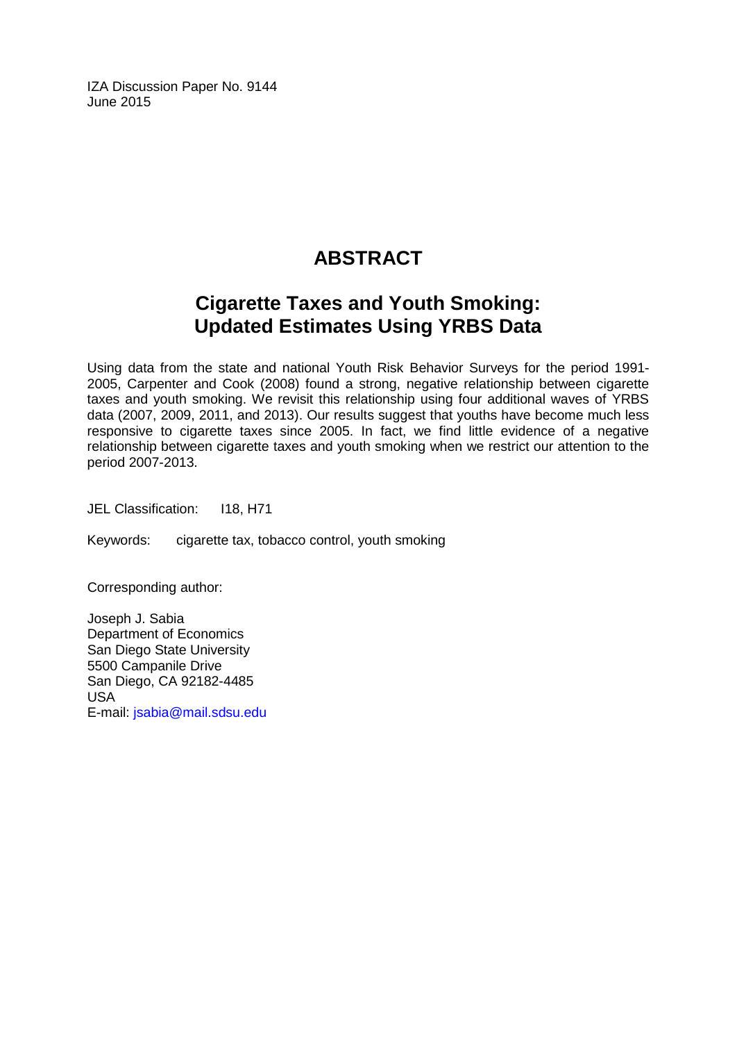IZA Discussion Paper No. 9144
June 2015

# ABSTRACT

## Cigarette Taxes and Youth Smoking: Updated Estimates Using YRBS Data

Using data from the state and national Youth Risk Behavior Surveys for the period 1991-2005, Carpenter and Cook (2008) found a strong, negative relationship between cigarette taxes and youth smoking. We revisit this relationship using four additional waves of YRBS data (2007, 2009, 2011, and 2013). Our results suggest that youths have become much less responsive to cigarette taxes since 2005. In fact, we find little evidence of a negative relationship between cigarette taxes and youth smoking when we restrict our attention to the period 2007-2013.

JEL Classification: I18, H71

Keywords: cigarette tax, tobacco control, youth smoking

Corresponding author:

Joseph J. Sabia
Department of Economics
San Diego State University
5500 Campanile Drive
San Diego, CA 92182-4485
USA
E-mail: jsabia@mail.sdsu.edu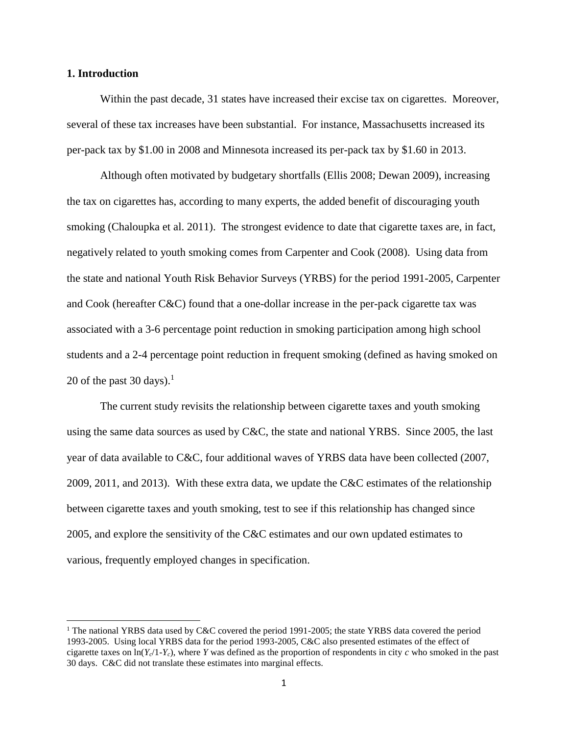## 1. Introduction

Within the past decade, 31 states have increased their excise tax on cigarettes. Moreover, several of these tax increases have been substantial. For instance, Massachusetts increased its per-pack tax by $1.00 in 2008 and Minnesota increased its per-pack tax by $1.60 in 2013.

Although often motivated by budgetary shortfalls (Ellis 2008; Dewan 2009), increasing the tax on cigarettes has, according to many experts, the added benefit of discouraging youth smoking (Chaloupka et al. 2011). The strongest evidence to date that cigarette taxes are, in fact, negatively related to youth smoking comes from Carpenter and Cook (2008). Using data from the state and national Youth Risk Behavior Surveys (YRBS) for the period 1991-2005, Carpenter and Cook (hereafter C&C) found that a one-dollar increase in the per-pack cigarette tax was associated with a 3-6 percentage point reduction in smoking participation among high school students and a 2-4 percentage point reduction in frequent smoking (defined as having smoked on 20 of the past 30 days).[1]

The current study revisits the relationship between cigarette taxes and youth smoking using the same data sources as used by C&C, the state and national YRBS. Since 2005, the last year of data available to C&C, four additional waves of YRBS data have been collected (2007, 2009, 2011, and 2013). With these extra data, we update the C&C estimates of the relationship between cigarette taxes and youth smoking, test to see if this relationship has changed since 2005, and explore the sensitivity of the C&C estimates and our own updated estimates to various, frequently employed changes in specification.

---

[1] The national YRBS data used by C&C covered the period 1991-2005; the state YRBS data covered the period 1993-2005. Using local YRBS data for the period 1993-2005, C&C also presented estimates of the effect of cigarette taxes on $\ln(Y_c/1\text{-}Y_c)$, where $Y$ was defined as the proportion of respondents in city $c$ who smoked in the past 30 days. C&C did not translate these estimates into marginal effects.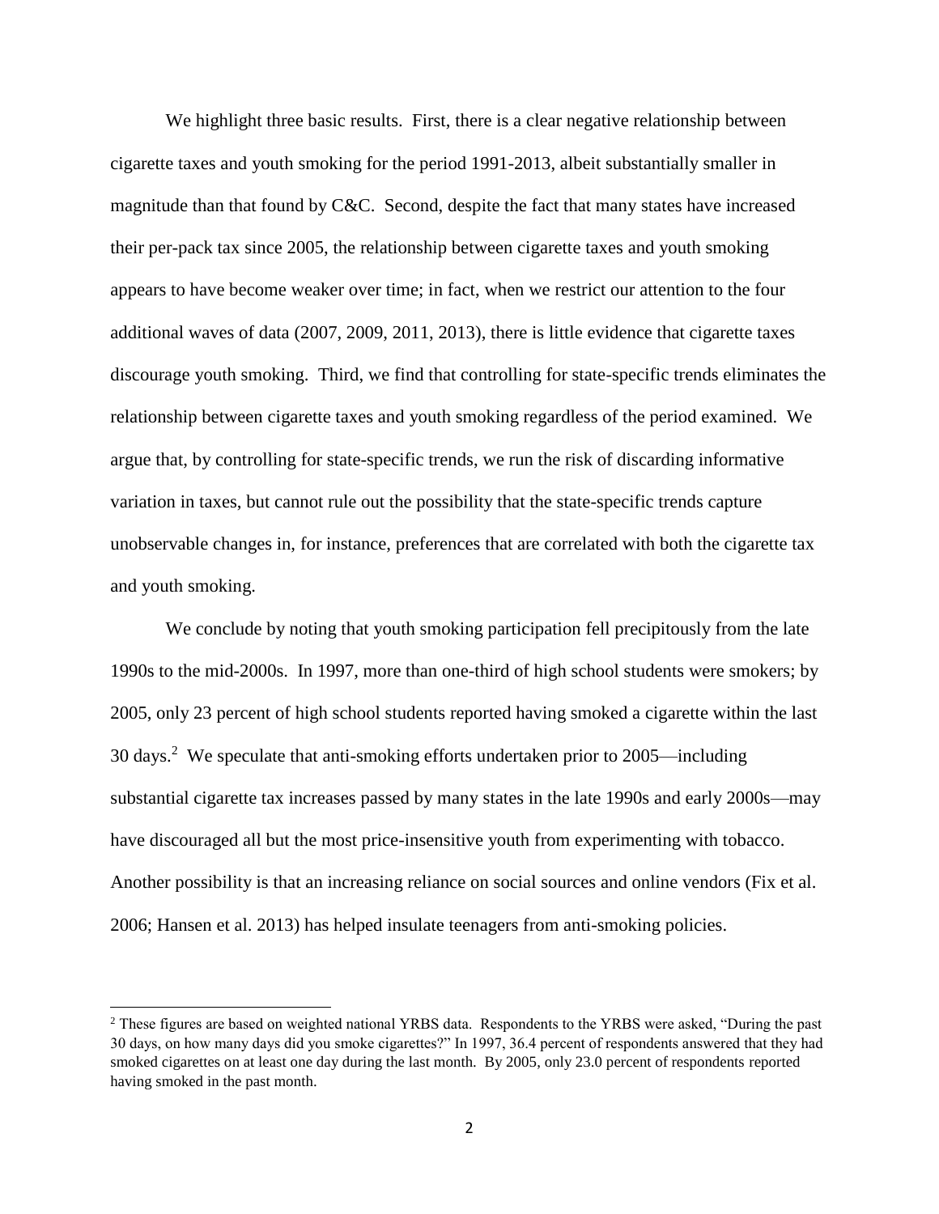We highlight three basic results. First, there is a clear negative relationship between cigarette taxes and youth smoking for the period 1991-2013, albeit substantially smaller in magnitude than that found by C&C. Second, despite the fact that many states have increased their per-pack tax since 2005, the relationship between cigarette taxes and youth smoking appears to have become weaker over time; in fact, when we restrict our attention to the four additional waves of data (2007, 2009, 2011, 2013), there is little evidence that cigarette taxes discourage youth smoking. Third, we find that controlling for state-specific trends eliminates the relationship between cigarette taxes and youth smoking regardless of the period examined. We argue that, by controlling for state-specific trends, we run the risk of discarding informative variation in taxes, but cannot rule out the possibility that the state-specific trends capture unobservable changes in, for instance, preferences that are correlated with both the cigarette tax and youth smoking.

We conclude by noting that youth smoking participation fell precipitously from the late 1990s to the mid-2000s. In 1997, more than one-third of high school students were smokers; by 2005, only 23 percent of high school students reported having smoked a cigarette within the last 30 days.[2] We speculate that anti-smoking efforts undertaken prior to 2005—including substantial cigarette tax increases passed by many states in the late 1990s and early 2000s—may have discouraged all but the most price-insensitive youth from experimenting with tobacco. Another possibility is that an increasing reliance on social sources and online vendors (Fix et al. 2006; Hansen et al. 2013) has helped insulate teenagers from anti-smoking policies.

---

[2] These figures are based on weighted national YRBS data. Respondents to the YRBS were asked, "During the past 30 days, on how many days did you smoke cigarettes?" In 1997, 36.4 percent of respondents answered that they had smoked cigarettes on at least one day during the last month. By 2005, only 23.0 percent of respondents reported having smoked in the past month.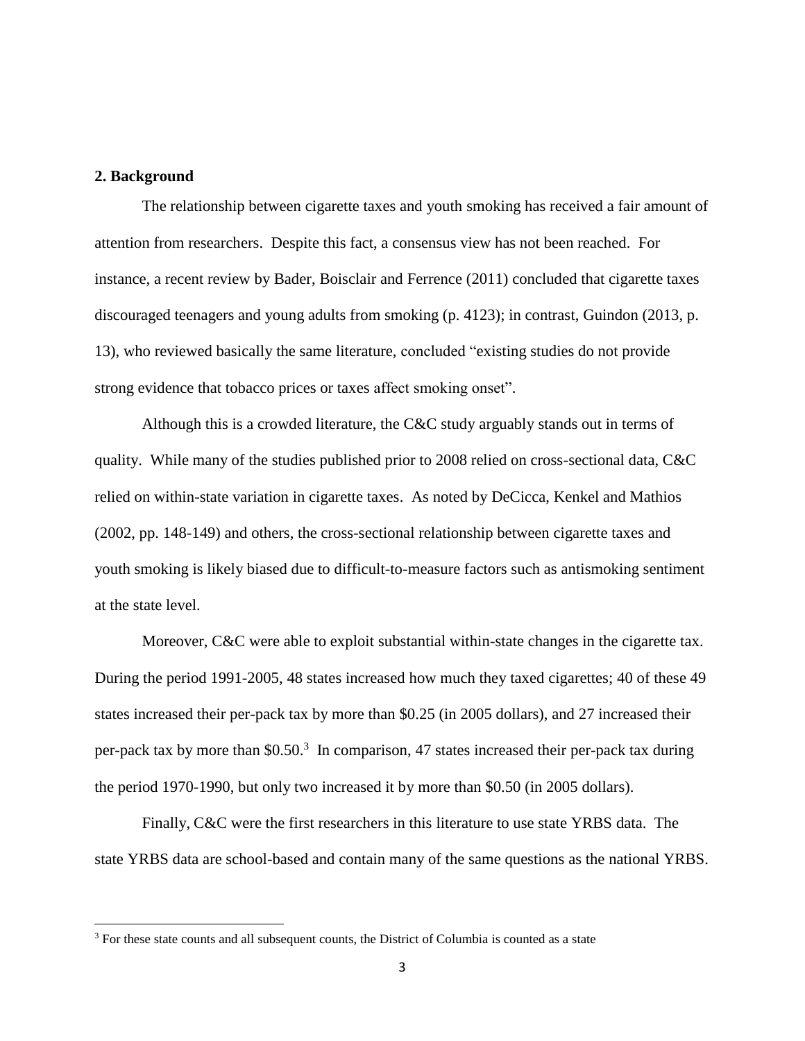## 2. Background

The relationship between cigarette taxes and youth smoking has received a fair amount of attention from researchers. Despite this fact, a consensus view has not been reached. For instance, a recent review by Bader, Boisclair and Ferrence (2011) concluded that cigarette taxes discouraged teenagers and young adults from smoking (p. 4123); in contrast, Guindon (2013, p. 13), who reviewed basically the same literature, concluded "existing studies do not provide strong evidence that tobacco prices or taxes affect smoking onset".

Although this is a crowded literature, the C&C study arguably stands out in terms of quality. While many of the studies published prior to 2008 relied on cross-sectional data, C&C relied on within-state variation in cigarette taxes. As noted by DeCicca, Kenkel and Mathios (2002, pp. 148-149) and others, the cross-sectional relationship between cigarette taxes and youth smoking is likely biased due to difficult-to-measure factors such as antismoking sentiment at the state level.

Moreover, C&C were able to exploit substantial within-state changes in the cigarette tax. During the period 1991-2005, 48 states increased how much they taxed cigarettes; 40 of these 49 states increased their per-pack tax by more than \$0.25 (in 2005 dollars), and 27 increased their per-pack tax by more than \$0.50.[3] In comparison, 47 states increased their per-pack tax during the period 1970-1990, but only two increased it by more than \$0.50 (in 2005 dollars).

Finally, C&C were the first researchers in this literature to use state YRBS data. The state YRBS data are school-based and contain many of the same questions as the national YRBS.

[3] For these state counts and all subsequent counts, the District of Columbia is counted as a state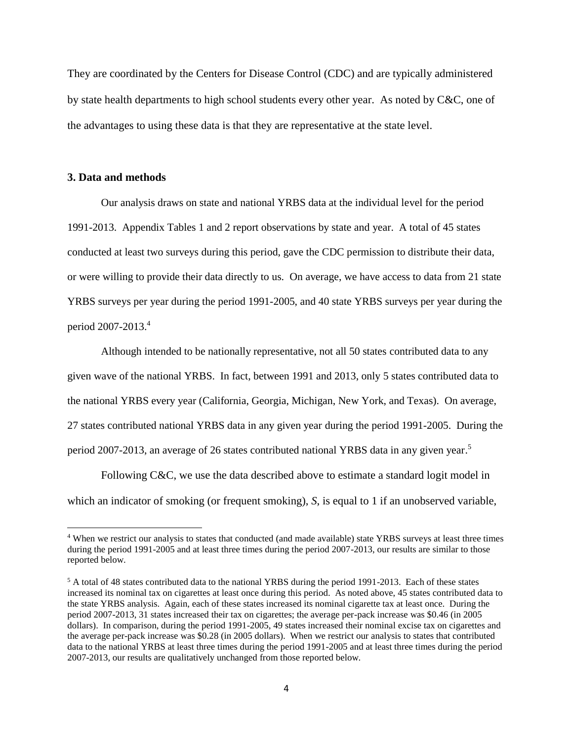They are coordinated by the Centers for Disease Control (CDC) and are typically administered by state health departments to high school students every other year. As noted by C&C, one of the advantages to using these data is that they are representative at the state level.

### 3. Data and methods

Our analysis draws on state and national YRBS data at the individual level for the period 1991-2013. Appendix Tables 1 and 2 report observations by state and year. A total of 45 states conducted at least two surveys during this period, gave the CDC permission to distribute their data, or were willing to provide their data directly to us. On average, we have access to data from 21 state YRBS surveys per year during the period 1991-2005, and 40 state YRBS surveys per year during the period 2007-2013.[4]

Although intended to be nationally representative, not all 50 states contributed data to any given wave of the national YRBS. In fact, between 1991 and 2013, only 5 states contributed data to the national YRBS every year (California, Georgia, Michigan, New York, and Texas). On average, 27 states contributed national YRBS data in any given year during the period 1991-2005. During the period 2007-2013, an average of 26 states contributed national YRBS data in any given year.[5]

Following C&C, we use the data described above to estimate a standard logit model in which an indicator of smoking (or frequent smoking), *S*, is equal to 1 if an unobserved variable,

---

[4] When we restrict our analysis to states that conducted (and made available) state YRBS surveys at least three times during the period 1991-2005 and at least three times during the period 2007-2013, our results are similar to those reported below.

[5] A total of 48 states contributed data to the national YRBS during the period 1991-2013. Each of these states increased its nominal tax on cigarettes at least once during this period. As noted above, 45 states contributed data to the state YRBS analysis. Again, each of these states increased its nominal cigarette tax at least once. During the period 2007-2013, 31 states increased their tax on cigarettes; the average per-pack increase was \$0.46 (in 2005 dollars). In comparison, during the period 1991-2005, 49 states increased their nominal excise tax on cigarettes and the average per-pack increase was \$0.28 (in 2005 dollars). When we restrict our analysis to states that contributed data to the national YRBS at least three times during the period 1991-2005 and at least three times during the period 2007-2013, our results are qualitatively unchanged from those reported below.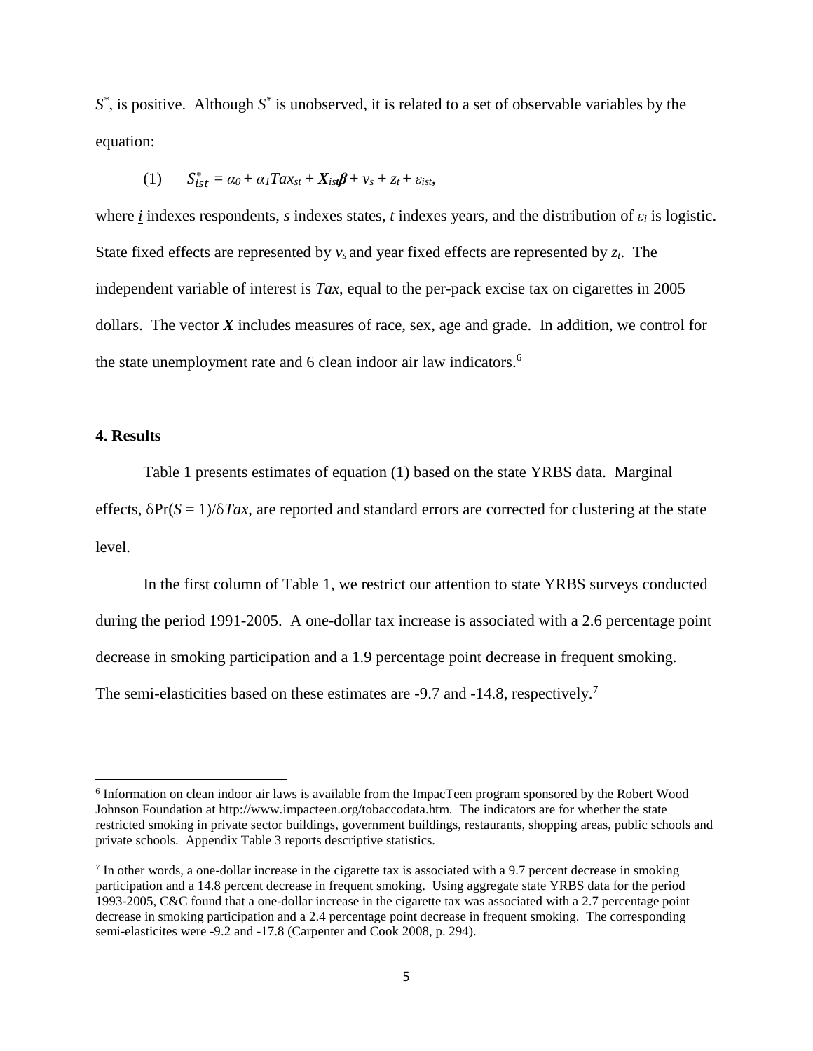$S^*$, is positive. Although $S^*$ is unobserved, it is related to a set of observable variables by the equation:

$$(1) \qquad S^*_{ist} = \alpha_0 + \alpha_1 Tax_{st} + \boldsymbol{X}_{ist}\boldsymbol{\beta} + v_s + z_t + \varepsilon_{ist},$$

where $i$ indexes respondents, $s$ indexes states, $t$ indexes years, and the distribution of $\varepsilon_i$ is logistic. State fixed effects are represented by $v_s$ and year fixed effects are represented by $z_t$. The independent variable of interest is *Tax*, equal to the per-pack excise tax on cigarettes in 2005 dollars. The vector $\boldsymbol{X}$ includes measures of race, sex, age and grade. In addition, we control for the state unemployment rate and 6 clean indoor air law indicators.[6]

**4. Results**

Table 1 presents estimates of equation (1) based on the state YRBS data. Marginal effects, $\delta\Pr(S = 1)/\delta Tax$, are reported and standard errors are corrected for clustering at the state level.

In the first column of Table 1, we restrict our attention to state YRBS surveys conducted during the period 1991-2005. A one-dollar tax increase is associated with a 2.6 percentage point decrease in smoking participation and a 1.9 percentage point decrease in frequent smoking. The semi-elasticities based on these estimates are -9.7 and -14.8, respectively.[7]

---

[6] Information on clean indoor air laws is available from the ImpacTeen program sponsored by the Robert Wood Johnson Foundation at http://www.impacteen.org/tobaccodata.htm. The indicators are for whether the state restricted smoking in private sector buildings, government buildings, restaurants, shopping areas, public schools and private schools. Appendix Table 3 reports descriptive statistics.

[7] In other words, a one-dollar increase in the cigarette tax is associated with a 9.7 percent decrease in smoking participation and a 14.8 percent decrease in frequent smoking. Using aggregate state YRBS data for the period 1993-2005, C&C found that a one-dollar increase in the cigarette tax was associated with a 2.7 percentage point decrease in smoking participation and a 2.4 percentage point decrease in frequent smoking. The corresponding semi-elasticites were -9.2 and -17.8 (Carpenter and Cook 2008, p. 294).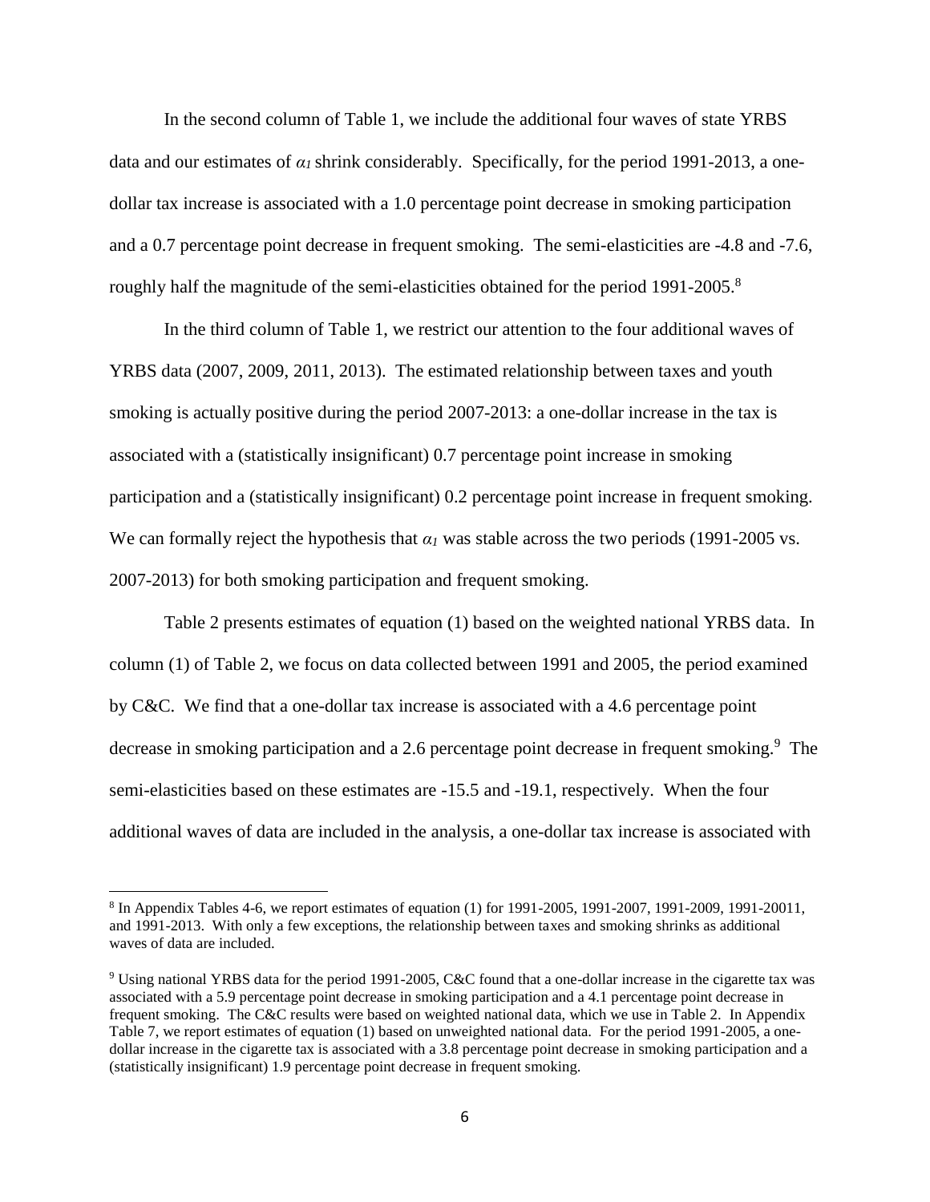In the second column of Table 1, we include the additional four waves of state YRBS data and our estimates of $\alpha_1$ shrink considerably. Specifically, for the period 1991-2013, a one-dollar tax increase is associated with a 1.0 percentage point decrease in smoking participation and a 0.7 percentage point decrease in frequent smoking. The semi-elasticities are -4.8 and -7.6, roughly half the magnitude of the semi-elasticities obtained for the period 1991-2005.[8]

In the third column of Table 1, we restrict our attention to the four additional waves of YRBS data (2007, 2009, 2011, 2013). The estimated relationship between taxes and youth smoking is actually positive during the period 2007-2013: a one-dollar increase in the tax is associated with a (statistically insignificant) 0.7 percentage point increase in smoking participation and a (statistically insignificant) 0.2 percentage point increase in frequent smoking. We can formally reject the hypothesis that $\alpha_1$ was stable across the two periods (1991-2005 vs. 2007-2013) for both smoking participation and frequent smoking.

Table 2 presents estimates of equation (1) based on the weighted national YRBS data. In column (1) of Table 2, we focus on data collected between 1991 and 2005, the period examined by C&C. We find that a one-dollar tax increase is associated with a 4.6 percentage point decrease in smoking participation and a 2.6 percentage point decrease in frequent smoking.[9] The semi-elasticities based on these estimates are -15.5 and -19.1, respectively. When the four additional waves of data are included in the analysis, a one-dollar tax increase is associated with

---

[8] In Appendix Tables 4-6, we report estimates of equation (1) for 1991-2005, 1991-2007, 1991-2009, 1991-20011, and 1991-2013. With only a few exceptions, the relationship between taxes and smoking shrinks as additional waves of data are included.

[9] Using national YRBS data for the period 1991-2005, C&C found that a one-dollar increase in the cigarette tax was associated with a 5.9 percentage point decrease in smoking participation and a 4.1 percentage point decrease in frequent smoking. The C&C results were based on weighted national data, which we use in Table 2. In Appendix Table 7, we report estimates of equation (1) based on unweighted national data. For the period 1991-2005, a one-dollar increase in the cigarette tax is associated with a 3.8 percentage point decrease in smoking participation and a (statistically insignificant) 1.9 percentage point decrease in frequent smoking.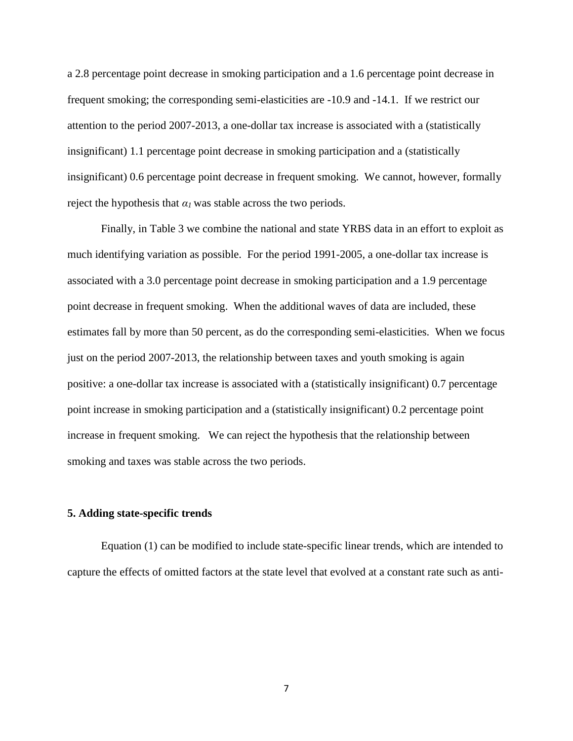a 2.8 percentage point decrease in smoking participation and a 1.6 percentage point decrease in frequent smoking; the corresponding semi-elasticities are -10.9 and -14.1. If we restrict our attention to the period 2007-2013, a one-dollar tax increase is associated with a (statistically insignificant) 1.1 percentage point decrease in smoking participation and a (statistically insignificant) 0.6 percentage point decrease in frequent smoking. We cannot, however, formally reject the hypothesis that $\alpha_1$ was stable across the two periods.

Finally, in Table 3 we combine the national and state YRBS data in an effort to exploit as much identifying variation as possible. For the period 1991-2005, a one-dollar tax increase is associated with a 3.0 percentage point decrease in smoking participation and a 1.9 percentage point decrease in frequent smoking. When the additional waves of data are included, these estimates fall by more than 50 percent, as do the corresponding semi-elasticities. When we focus just on the period 2007-2013, the relationship between taxes and youth smoking is again positive: a one-dollar tax increase is associated with a (statistically insignificant) 0.7 percentage point increase in smoking participation and a (statistically insignificant) 0.2 percentage point increase in frequent smoking. We can reject the hypothesis that the relationship between smoking and taxes was stable across the two periods.

## 5. Adding state-specific trends

Equation (1) can be modified to include state-specific linear trends, which are intended to capture the effects of omitted factors at the state level that evolved at a constant rate such as anti-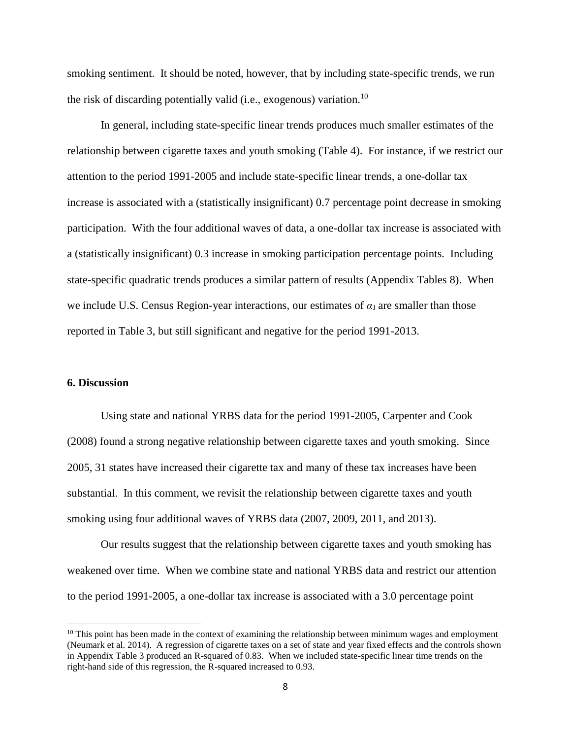smoking sentiment. It should be noted, however, that by including state-specific trends, we run the risk of discarding potentially valid (i.e., exogenous) variation.[10]

In general, including state-specific linear trends produces much smaller estimates of the relationship between cigarette taxes and youth smoking (Table 4). For instance, if we restrict our attention to the period 1991-2005 and include state-specific linear trends, a one-dollar tax increase is associated with a (statistically insignificant) 0.7 percentage point decrease in smoking participation. With the four additional waves of data, a one-dollar tax increase is associated with a (statistically insignificant) 0.3 increase in smoking participation percentage points. Including state-specific quadratic trends produces a similar pattern of results (Appendix Tables 8). When we include U.S. Census Region-year interactions, our estimates of $\alpha_1$ are smaller than those reported in Table 3, but still significant and negative for the period 1991-2013.

## 6. Discussion

Using state and national YRBS data for the period 1991-2005, Carpenter and Cook (2008) found a strong negative relationship between cigarette taxes and youth smoking. Since 2005, 31 states have increased their cigarette tax and many of these tax increases have been substantial. In this comment, we revisit the relationship between cigarette taxes and youth smoking using four additional waves of YRBS data (2007, 2009, 2011, and 2013).

Our results suggest that the relationship between cigarette taxes and youth smoking has weakened over time. When we combine state and national YRBS data and restrict our attention to the period 1991-2005, a one-dollar tax increase is associated with a 3.0 percentage point

[10] This point has been made in the context of examining the relationship between minimum wages and employment (Neumark et al. 2014). A regression of cigarette taxes on a set of state and year fixed effects and the controls shown in Appendix Table 3 produced an R-squared of 0.83. When we included state-specific linear time trends on the right-hand side of this regression, the R-squared increased to 0.93.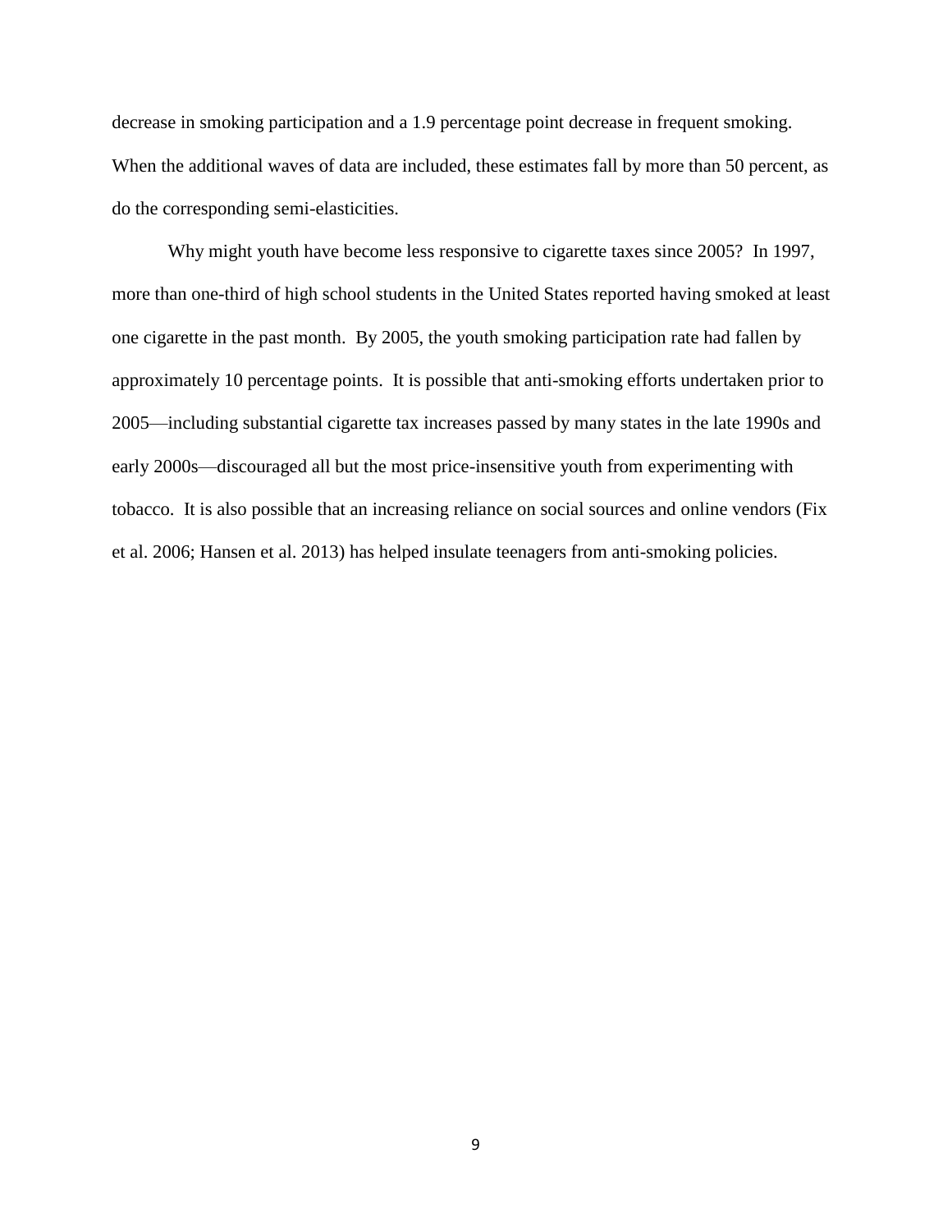decrease in smoking participation and a 1.9 percentage point decrease in frequent smoking. When the additional waves of data are included, these estimates fall by more than 50 percent, as do the corresponding semi-elasticities.

Why might youth have become less responsive to cigarette taxes since 2005? In 1997, more than one-third of high school students in the United States reported having smoked at least one cigarette in the past month. By 2005, the youth smoking participation rate had fallen by approximately 10 percentage points. It is possible that anti-smoking efforts undertaken prior to 2005—including substantial cigarette tax increases passed by many states in the late 1990s and early 2000s—discouraged all but the most price-insensitive youth from experimenting with tobacco. It is also possible that an increasing reliance on social sources and online vendors (Fix et al. 2006; Hansen et al. 2013) has helped insulate teenagers from anti-smoking policies.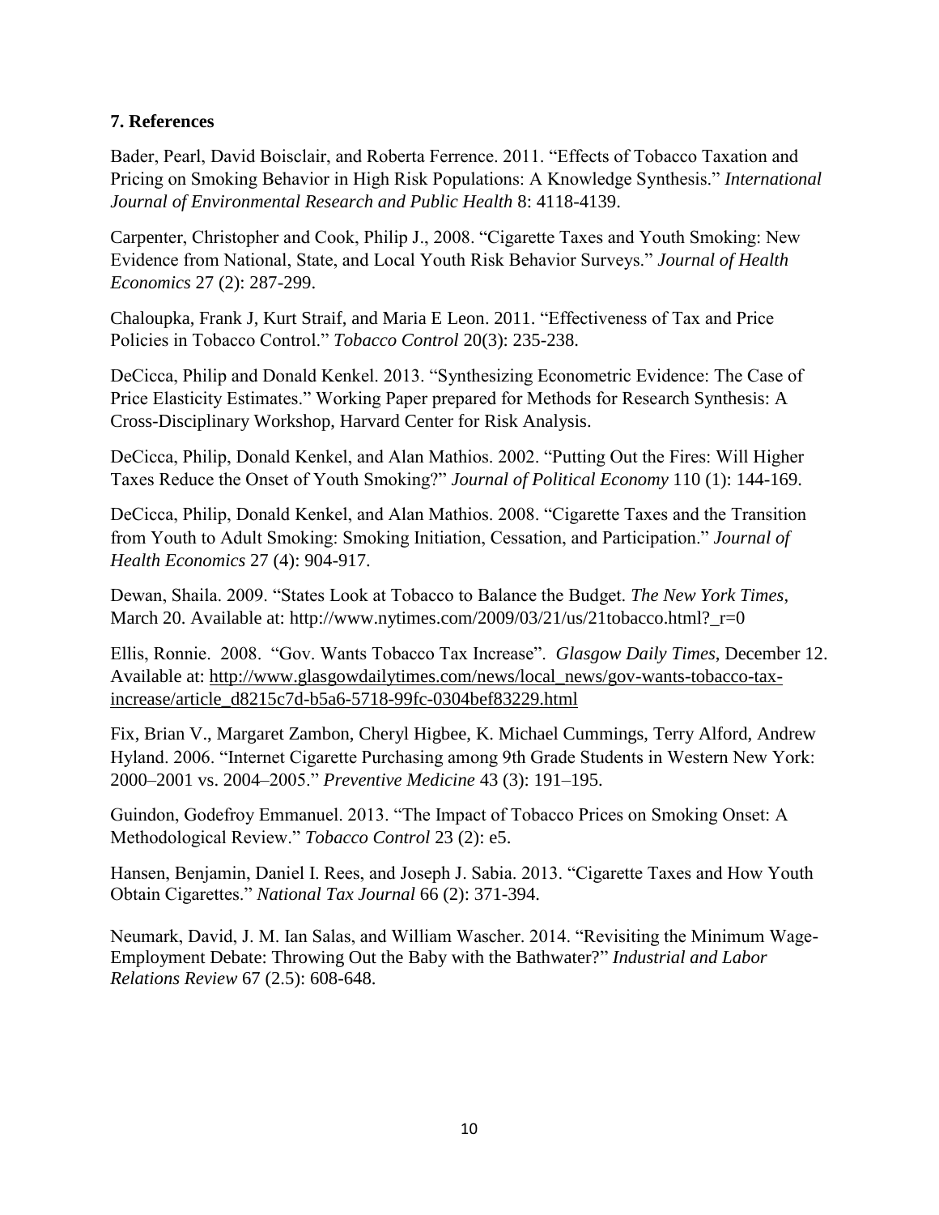**7. References**

Bader, Pearl, David Boisclair, and Roberta Ferrence. 2011. "Effects of Tobacco Taxation and Pricing on Smoking Behavior in High Risk Populations: A Knowledge Synthesis." *International Journal of Environmental Research and Public Health* 8: 4118-4139.

Carpenter, Christopher and Cook, Philip J., 2008. "Cigarette Taxes and Youth Smoking: New Evidence from National, State, and Local Youth Risk Behavior Surveys." *Journal of Health Economics* 27 (2): 287-299.

Chaloupka, Frank J, Kurt Straif, and Maria E Leon. 2011. "Effectiveness of Tax and Price Policies in Tobacco Control." *Tobacco Control* 20(3): 235-238.

DeCicca, Philip and Donald Kenkel. 2013. "Synthesizing Econometric Evidence: The Case of Price Elasticity Estimates." Working Paper prepared for Methods for Research Synthesis: A Cross-Disciplinary Workshop, Harvard Center for Risk Analysis.

DeCicca, Philip, Donald Kenkel, and Alan Mathios. 2002. "Putting Out the Fires: Will Higher Taxes Reduce the Onset of Youth Smoking?" *Journal of Political Economy* 110 (1): 144-169.

DeCicca, Philip, Donald Kenkel, and Alan Mathios. 2008. "Cigarette Taxes and the Transition from Youth to Adult Smoking: Smoking Initiation, Cessation, and Participation." *Journal of Health Economics* 27 (4): 904-917.

Dewan, Shaila. 2009. "States Look at Tobacco to Balance the Budget. *The New York Times*, March 20. Available at: http://www.nytimes.com/2009/03/21/us/21tobacco.html?_r=0

Ellis, Ronnie. 2008. "Gov. Wants Tobacco Tax Increase". *Glasgow Daily Times*, December 12. Available at: http://www.glasgowdailytimes.com/news/local_news/gov-wants-tobacco-tax-increase/article_d8215c7d-b5a6-5718-99fc-0304bef83229.html

Fix, Brian V., Margaret Zambon, Cheryl Higbee, K. Michael Cummings, Terry Alford, Andrew Hyland. 2006. "Internet Cigarette Purchasing among 9th Grade Students in Western New York: 2000–2001 vs. 2004–2005." *Preventive Medicine* 43 (3): 191–195.

Guindon, Godefroy Emmanuel. 2013. "The Impact of Tobacco Prices on Smoking Onset: A Methodological Review." *Tobacco Control* 23 (2): e5.

Hansen, Benjamin, Daniel I. Rees, and Joseph J. Sabia. 2013. "Cigarette Taxes and How Youth Obtain Cigarettes." *National Tax Journal* 66 (2): 371-394.

Neumark, David, J. M. Ian Salas, and William Wascher. 2014. "Revisiting the Minimum Wage-Employment Debate: Throwing Out the Baby with the Bathwater?" *Industrial and Labor Relations Review* 67 (2.5): 608-648.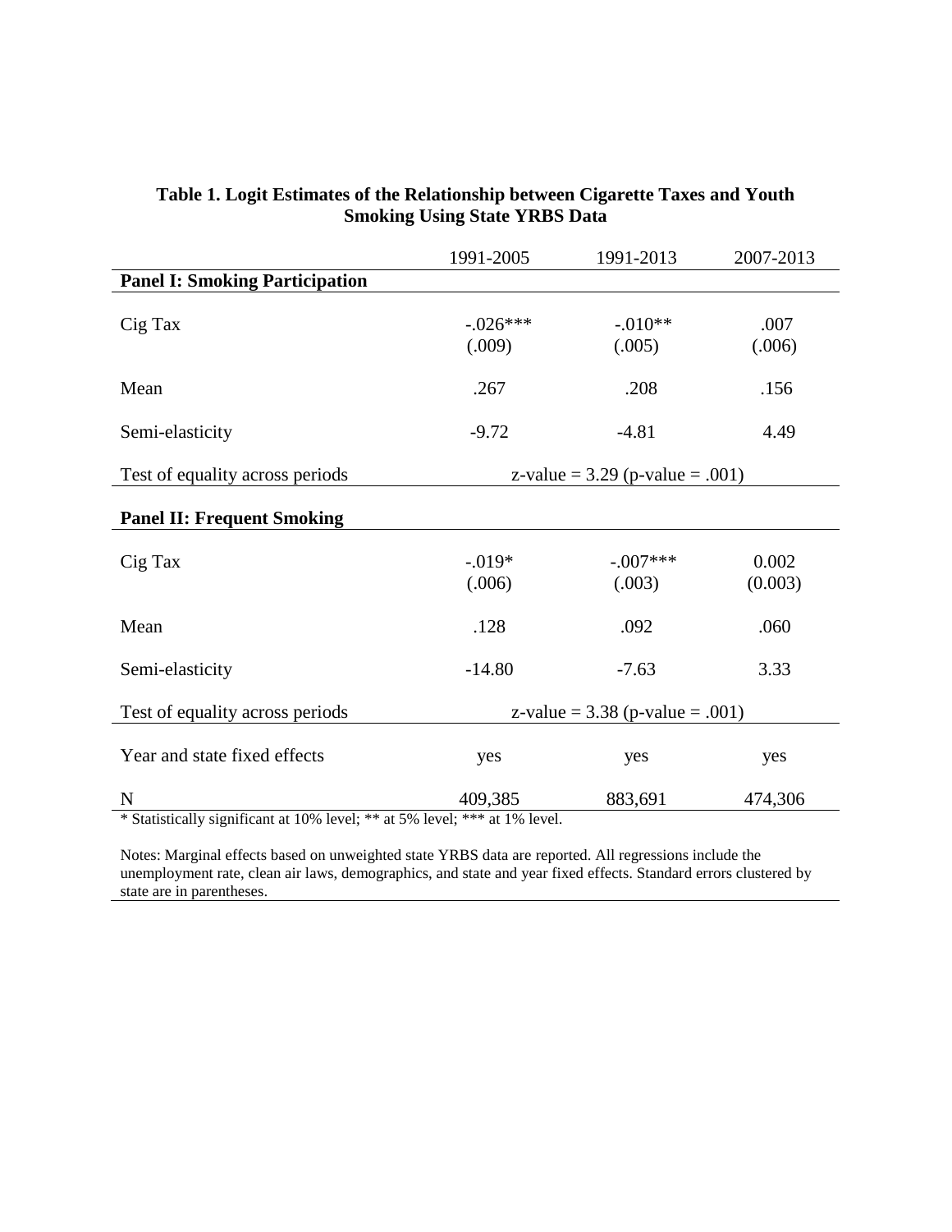**Table 1. Logit Estimates of the Relationship between Cigarette Taxes and Youth Smoking Using State YRBS Data**

| | 1991-2005 | 1991-2013 | 2007-2013 |
|---|---|---|---|
| **Panel I: Smoking Participation** | | | |
| Cig Tax | -.026*** | -.010** | .007 |
| | (.009) | (.005) | (.006) |
| Mean | .267 | .208 | .156 |
| Semi-elasticity | -9.72 | -4.81 | 4.49 |
| Test of equality across periods | z-value = 3.29 (p-value = .001) | | |
| **Panel II: Frequent Smoking** | | | |
| Cig Tax | -.019* | -.007*** | 0.002 |
| | (.006) | (.003) | (0.003) |
| Mean | .128 | .092 | .060 |
| Semi-elasticity | -14.80 | -7.63 | 3.33 |
| Test of equality across periods | z-value = 3.38 (p-value = .001) | | |
| Year and state fixed effects | yes | yes | yes |
| N | 409,385 | 883,691 | 474,306 |

* Statistically significant at 10% level; ** at 5% level; *** at 1% level.

Notes: Marginal effects based on unweighted state YRBS data are reported. All regressions include the unemployment rate, clean air laws, demographics, and state and year fixed effects. Standard errors clustered by state are in parentheses.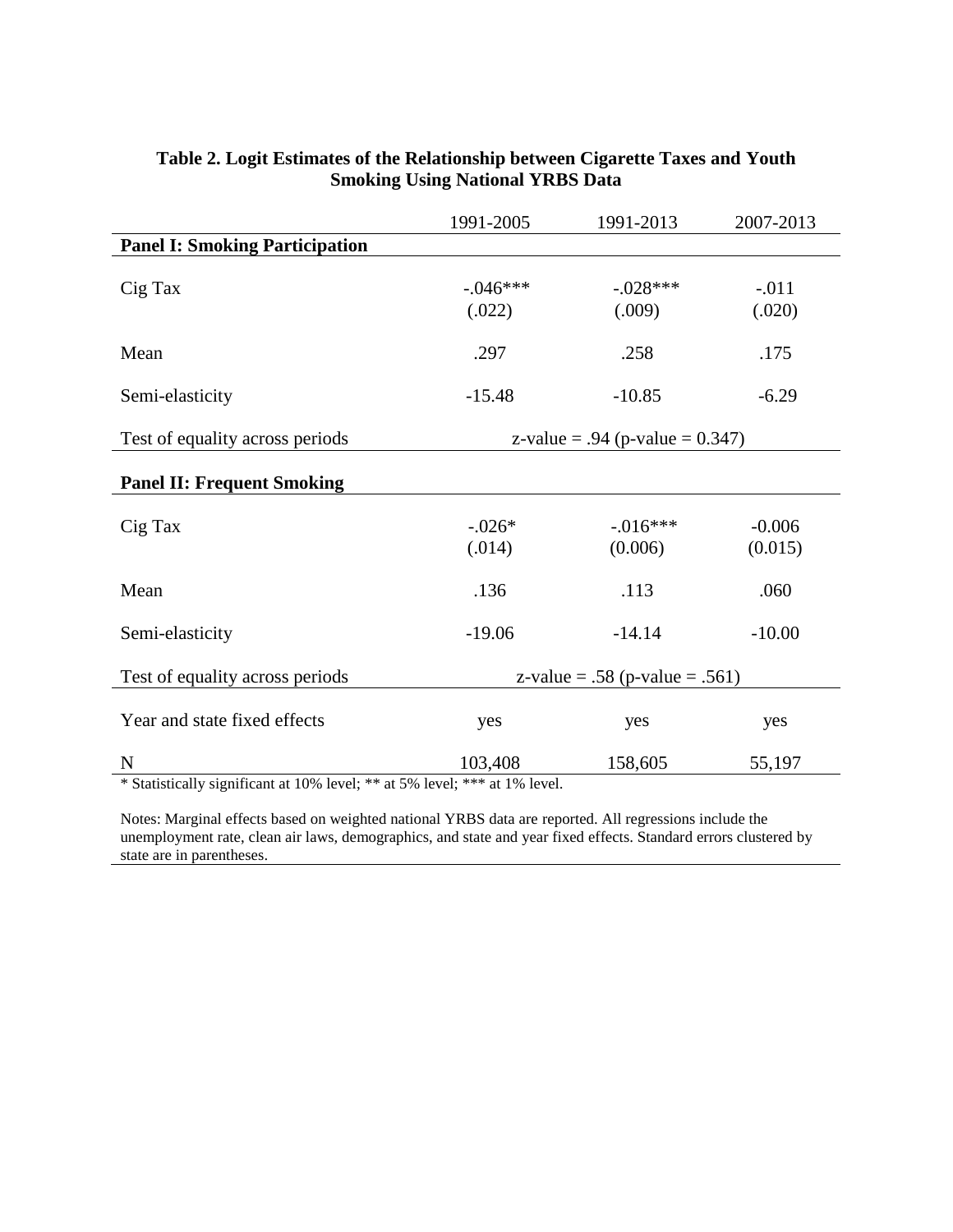**Table 2. Logit Estimates of the Relationship between Cigarette Taxes and Youth Smoking Using National YRBS Data**

| | 1991-2005 | 1991-2013 | 2007-2013 |
|---|---|---|---|
| **Panel I: Smoking Participation** | | | |
| Cig Tax | -.046*** | -.028*** | -.011 |
| | (.022) | (.009) | (.020) |
| Mean | .297 | .258 | .175 |
| Semi-elasticity | -15.48 | -10.85 | -6.29 |
| Test of equality across periods | z-value = .94 (p-value = 0.347) | | |
| **Panel II: Frequent Smoking** | | | |
| Cig Tax | -.026* | -.016*** | -0.006 |
| | (.014) | (0.006) | (0.015) |
| Mean | .136 | .113 | .060 |
| Semi-elasticity | -19.06 | -14.14 | -10.00 |
| Test of equality across periods | z-value = .58 (p-value = .561) | | |
| Year and state fixed effects | yes | yes | yes |
| N | 103,408 | 158,605 | 55,197 |

* Statistically significant at 10% level; ** at 5% level; *** at 1% level.

Notes: Marginal effects based on weighted national YRBS data are reported. All regressions include the unemployment rate, clean air laws, demographics, and state and year fixed effects. Standard errors clustered by state are in parentheses.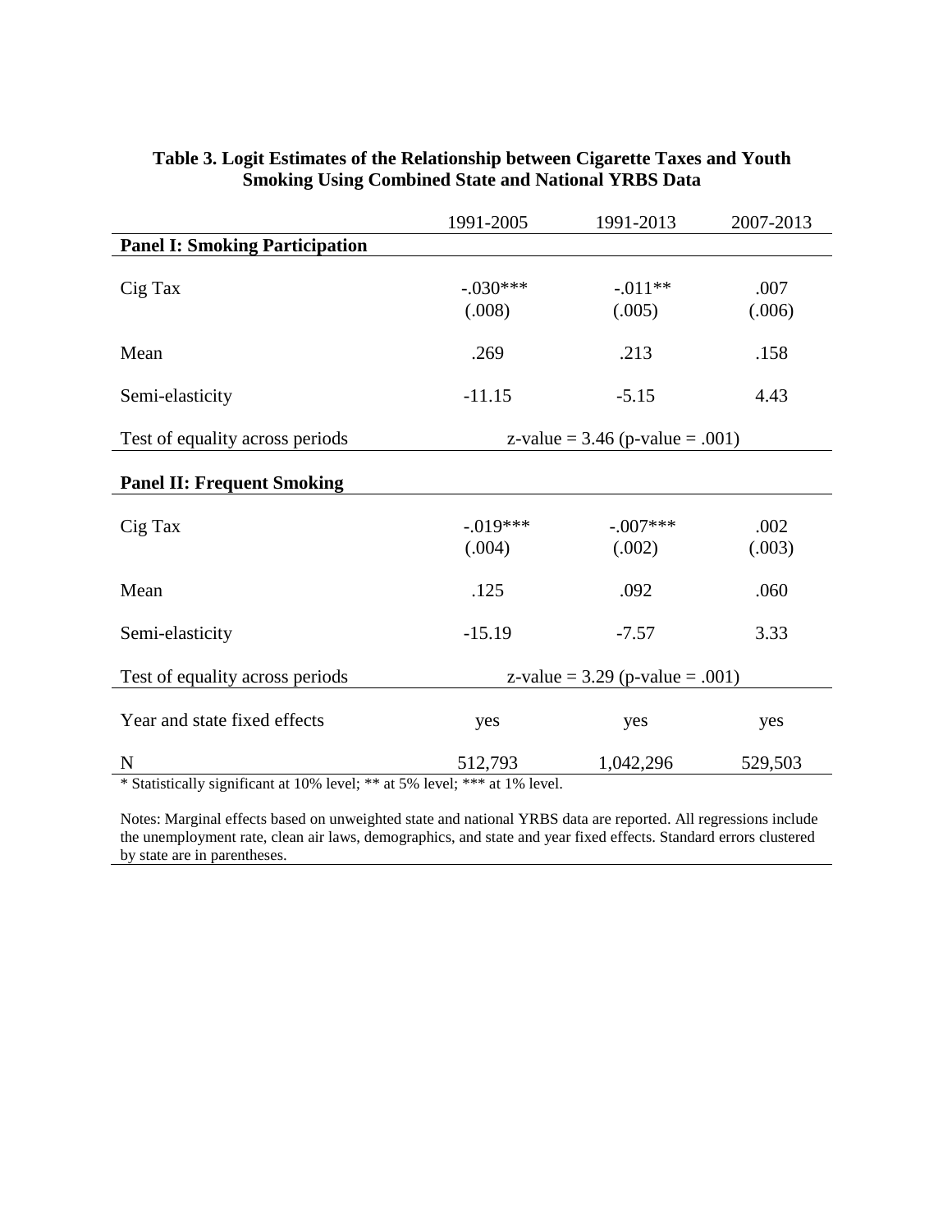**Table 3. Logit Estimates of the Relationship between Cigarette Taxes and Youth Smoking Using Combined State and National YRBS Data**

| | 1991-2005 | 1991-2013 | 2007-2013 |
|---|---|---|---|
| **Panel I: Smoking Participation** | | | |
| Cig Tax | -.030*** | -.011** | .007 |
| | (.008) | (.005) | (.006) |
| Mean | .269 | .213 | .158 |
| Semi-elasticity | -11.15 | -5.15 | 4.43 |
| Test of equality across periods | z-value = 3.46 (p-value = .001) | | |
| **Panel II: Frequent Smoking** | | | |
| Cig Tax | -.019*** | -.007*** | .002 |
| | (.004) | (.002) | (.003) |
| Mean | .125 | .092 | .060 |
| Semi-elasticity | -15.19 | -7.57 | 3.33 |
| Test of equality across periods | z-value = 3.29 (p-value = .001) | | |
| Year and state fixed effects | yes | yes | yes |
| N | 512,793 | 1,042,296 | 529,503 |

* Statistically significant at 10% level; ** at 5% level; *** at 1% level.

Notes: Marginal effects based on unweighted state and national YRBS data are reported. All regressions include the unemployment rate, clean air laws, demographics, and state and year fixed effects. Standard errors clustered by state are in parentheses.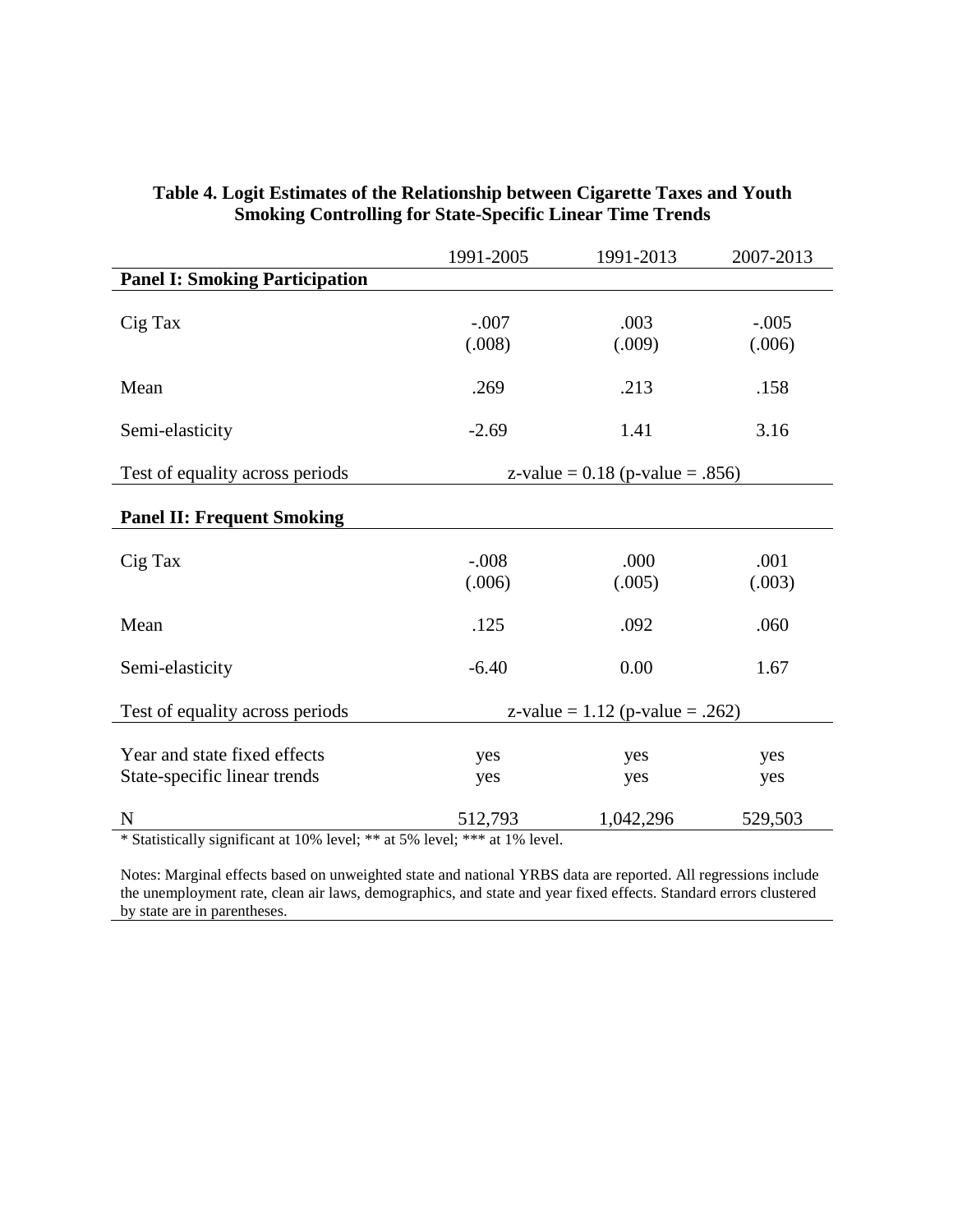**Table 4. Logit Estimates of the Relationship between Cigarette Taxes and Youth Smoking Controlling for State-Specific Linear Time Trends**

| | 1991-2005 | 1991-2013 | 2007-2013 |
|---|---|---|---|
| **Panel I: Smoking Participation** | | | |
| Cig Tax | -.007<br>(.008) | .003<br>(.009) | -.005<br>(.006) |
| Mean | .269 | .213 | .158 |
| Semi-elasticity | -2.69 | 1.41 | 3.16 |
| Test of equality across periods | z-value = 0.18 (p-value = .856) | | |
| **Panel II: Frequent Smoking** | | | |
| Cig Tax | -.008<br>(.006) | .000<br>(.005) | .001<br>(.003) |
| Mean | .125 | .092 | .060 |
| Semi-elasticity | -6.40 | 0.00 | 1.67 |
| Test of equality across periods | z-value = 1.12 (p-value = .262) | | |
| Year and state fixed effects | yes | yes | yes |
| State-specific linear trends | yes | yes | yes |
| N | 512,793 | 1,042,296 | 529,503 |

* Statistically significant at 10% level; ** at 5% level; *** at 1% level.

Notes: Marginal effects based on unweighted state and national YRBS data are reported. All regressions include the unemployment rate, clean air laws, demographics, and state and year fixed effects. Standard errors clustered by state are in parentheses.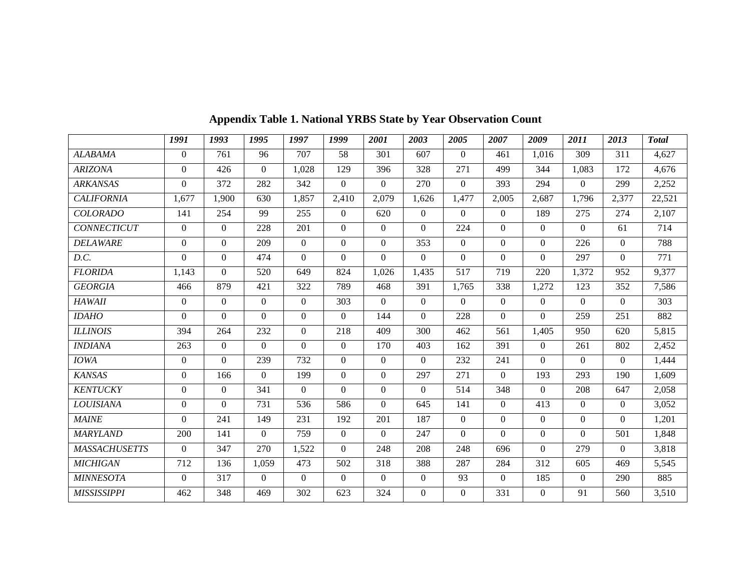**Appendix Table 1. National YRBS State by Year Observation Count**

| | *1991* | *1993* | *1995* | *1997* | *1999* | *2001* | *2003* | *2005* | *2007* | *2009* | *2011* | *2013* | *Total* |
|---|---|---|---|---|---|---|---|---|---|---|---|---|---|
| *ALABAMA* | 0 | 761 | 96 | 707 | 58 | 301 | 607 | 0 | 461 | 1,016 | 309 | 311 | 4,627 |
| *ARIZONA* | 0 | 426 | 0 | 1,028 | 129 | 396 | 328 | 271 | 499 | 344 | 1,083 | 172 | 4,676 |
| *ARKANSAS* | 0 | 372 | 282 | 342 | 0 | 0 | 270 | 0 | 393 | 294 | 0 | 299 | 2,252 |
| *CALIFORNIA* | 1,677 | 1,900 | 630 | 1,857 | 2,410 | 2,079 | 1,626 | 1,477 | 2,005 | 2,687 | 1,796 | 2,377 | 22,521 |
| *COLORADO* | 141 | 254 | 99 | 255 | 0 | 620 | 0 | 0 | 0 | 189 | 275 | 274 | 2,107 |
| *CONNECTICUT* | 0 | 0 | 228 | 201 | 0 | 0 | 0 | 224 | 0 | 0 | 0 | 61 | 714 |
| *DELAWARE* | 0 | 0 | 209 | 0 | 0 | 0 | 353 | 0 | 0 | 0 | 226 | 0 | 788 |
| *D.C.* | 0 | 0 | 474 | 0 | 0 | 0 | 0 | 0 | 0 | 0 | 297 | 0 | 771 |
| *FLORIDA* | 1,143 | 0 | 520 | 649 | 824 | 1,026 | 1,435 | 517 | 719 | 220 | 1,372 | 952 | 9,377 |
| *GEORGIA* | 466 | 879 | 421 | 322 | 789 | 468 | 391 | 1,765 | 338 | 1,272 | 123 | 352 | 7,586 |
| *HAWAII* | 0 | 0 | 0 | 0 | 303 | 0 | 0 | 0 | 0 | 0 | 0 | 0 | 303 |
| *IDAHO* | 0 | 0 | 0 | 0 | 0 | 144 | 0 | 228 | 0 | 0 | 259 | 251 | 882 |
| *ILLINOIS* | 394 | 264 | 232 | 0 | 218 | 409 | 300 | 462 | 561 | 1,405 | 950 | 620 | 5,815 |
| *INDIANA* | 263 | 0 | 0 | 0 | 0 | 170 | 403 | 162 | 391 | 0 | 261 | 802 | 2,452 |
| *IOWA* | 0 | 0 | 239 | 732 | 0 | 0 | 0 | 232 | 241 | 0 | 0 | 0 | 1,444 |
| *KANSAS* | 0 | 166 | 0 | 199 | 0 | 0 | 297 | 271 | 0 | 193 | 293 | 190 | 1,609 |
| *KENTUCKY* | 0 | 0 | 341 | 0 | 0 | 0 | 0 | 514 | 348 | 0 | 208 | 647 | 2,058 |
| *LOUISIANA* | 0 | 0 | 731 | 536 | 586 | 0 | 645 | 141 | 0 | 413 | 0 | 0 | 3,052 |
| *MAINE* | 0 | 241 | 149 | 231 | 192 | 201 | 187 | 0 | 0 | 0 | 0 | 0 | 1,201 |
| *MARYLAND* | 200 | 141 | 0 | 759 | 0 | 0 | 247 | 0 | 0 | 0 | 0 | 501 | 1,848 |
| *MASSACHUSETTS* | 0 | 347 | 270 | 1,522 | 0 | 248 | 208 | 248 | 696 | 0 | 279 | 0 | 3,818 |
| *MICHIGAN* | 712 | 136 | 1,059 | 473 | 502 | 318 | 388 | 287 | 284 | 312 | 605 | 469 | 5,545 |
| *MINNESOTA* | 0 | 317 | 0 | 0 | 0 | 0 | 0 | 93 | 0 | 185 | 0 | 290 | 885 |
| *MISSISSIPPI* | 462 | 348 | 469 | 302 | 623 | 324 | 0 | 0 | 331 | 0 | 91 | 560 | 3,510 |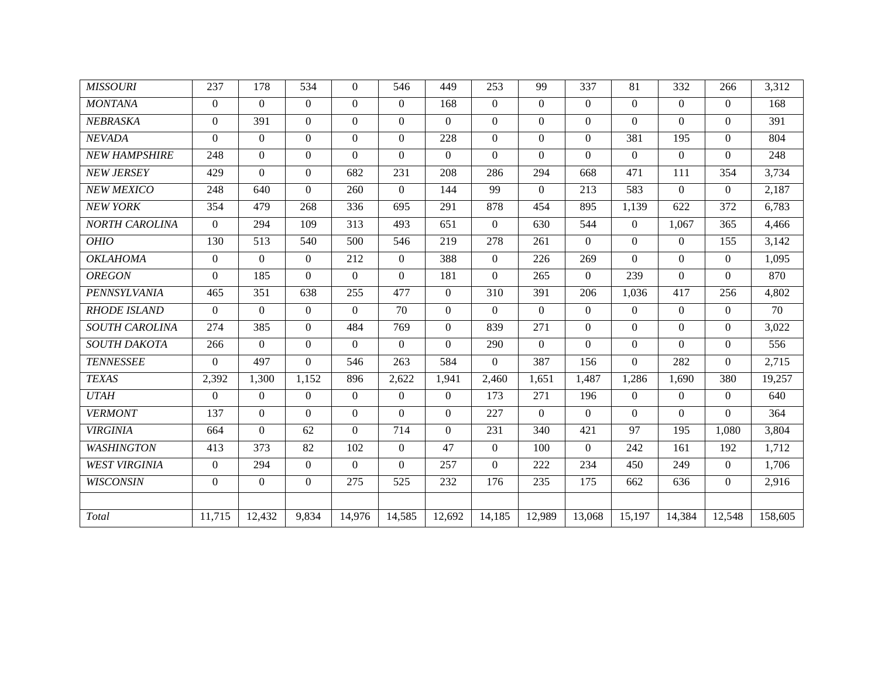| | | | | | | | | | | | | | |
|---|---|---|---|---|---|---|---|---|---|---|---|---|---|
| *MISSOURI* | 237 | 178 | 534 | 0 | 546 | 449 | 253 | 99 | 337 | 81 | 332 | 266 | 3,312 |
| *MONTANA* | 0 | 0 | 0 | 0 | 0 | 168 | 0 | 0 | 0 | 0 | 0 | 0 | 168 |
| *NEBRASKA* | 0 | 391 | 0 | 0 | 0 | 0 | 0 | 0 | 0 | 0 | 0 | 0 | 391 |
| *NEVADA* | 0 | 0 | 0 | 0 | 0 | 228 | 0 | 0 | 0 | 381 | 195 | 0 | 804 |
| *NEW HAMPSHIRE* | 248 | 0 | 0 | 0 | 0 | 0 | 0 | 0 | 0 | 0 | 0 | 0 | 248 |
| *NEW JERSEY* | 429 | 0 | 0 | 682 | 231 | 208 | 286 | 294 | 668 | 471 | 111 | 354 | 3,734 |
| *NEW MEXICO* | 248 | 640 | 0 | 260 | 0 | 144 | 99 | 0 | 213 | 583 | 0 | 0 | 2,187 |
| *NEW YORK* | 354 | 479 | 268 | 336 | 695 | 291 | 878 | 454 | 895 | 1,139 | 622 | 372 | 6,783 |
| *NORTH CAROLINA* | 0 | 294 | 109 | 313 | 493 | 651 | 0 | 630 | 544 | 0 | 1,067 | 365 | 4,466 |
| *OHIO* | 130 | 513 | 540 | 500 | 546 | 219 | 278 | 261 | 0 | 0 | 0 | 155 | 3,142 |
| *OKLAHOMA* | 0 | 0 | 0 | 212 | 0 | 388 | 0 | 226 | 269 | 0 | 0 | 0 | 1,095 |
| *OREGON* | 0 | 185 | 0 | 0 | 0 | 181 | 0 | 265 | 0 | 239 | 0 | 0 | 870 |
| *PENNSYLVANIA* | 465 | 351 | 638 | 255 | 477 | 0 | 310 | 391 | 206 | 1,036 | 417 | 256 | 4,802 |
| *RHODE ISLAND* | 0 | 0 | 0 | 0 | 70 | 0 | 0 | 0 | 0 | 0 | 0 | 0 | 70 |
| *SOUTH CAROLINA* | 274 | 385 | 0 | 484 | 769 | 0 | 839 | 271 | 0 | 0 | 0 | 0 | 3,022 |
| *SOUTH DAKOTA* | 266 | 0 | 0 | 0 | 0 | 0 | 290 | 0 | 0 | 0 | 0 | 0 | 556 |
| *TENNESSEE* | 0 | 497 | 0 | 546 | 263 | 584 | 0 | 387 | 156 | 0 | 282 | 0 | 2,715 |
| *TEXAS* | 2,392 | 1,300 | 1,152 | 896 | 2,622 | 1,941 | 2,460 | 1,651 | 1,487 | 1,286 | 1,690 | 380 | 19,257 |
| *UTAH* | 0 | 0 | 0 | 0 | 0 | 0 | 173 | 271 | 196 | 0 | 0 | 0 | 640 |
| *VERMONT* | 137 | 0 | 0 | 0 | 0 | 0 | 227 | 0 | 0 | 0 | 0 | 0 | 364 |
| *VIRGINIA* | 664 | 0 | 62 | 0 | 714 | 0 | 231 | 340 | 421 | 97 | 195 | 1,080 | 3,804 |
| *WASHINGTON* | 413 | 373 | 82 | 102 | 0 | 47 | 0 | 100 | 0 | 242 | 161 | 192 | 1,712 |
| *WEST VIRGINIA* | 0 | 294 | 0 | 0 | 0 | 257 | 0 | 222 | 234 | 450 | 249 | 0 | 1,706 |
| *WISCONSIN* | 0 | 0 | 0 | 275 | 525 | 232 | 176 | 235 | 175 | 662 | 636 | 0 | 2,916 |
| | | | | | | | | | | | | | |
| *Total* | 11,715 | 12,432 | 9,834 | 14,976 | 14,585 | 12,692 | 14,185 | 12,989 | 13,068 | 15,197 | 14,384 | 12,548 | 158,605 |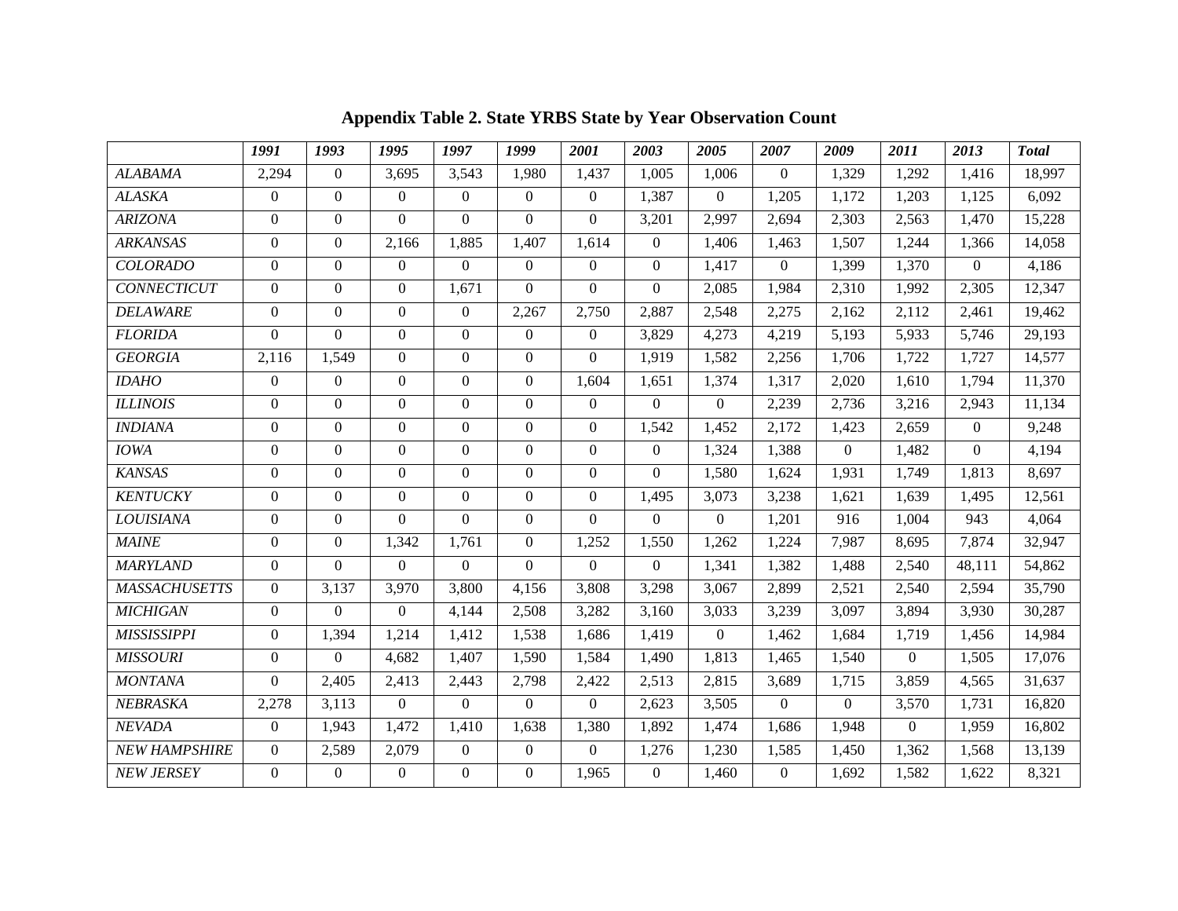**Appendix Table 2. State YRBS State by Year Observation Count**

| | *1991* | *1993* | *1995* | *1997* | *1999* | *2001* | *2003* | *2005* | *2007* | *2009* | *2011* | *2013* | ***Total*** |
|---|---|---|---|---|---|---|---|---|---|---|---|---|---|
| *ALABAMA* | 2,294 | 0 | 3,695 | 3,543 | 1,980 | 1,437 | 1,005 | 1,006 | 0 | 1,329 | 1,292 | 1,416 | 18,997 |
| *ALASKA* | 0 | 0 | 0 | 0 | 0 | 0 | 1,387 | 0 | 1,205 | 1,172 | 1,203 | 1,125 | 6,092 |
| *ARIZONA* | 0 | 0 | 0 | 0 | 0 | 0 | 3,201 | 2,997 | 2,694 | 2,303 | 2,563 | 1,470 | 15,228 |
| *ARKANSAS* | 0 | 0 | 2,166 | 1,885 | 1,407 | 1,614 | 0 | 1,406 | 1,463 | 1,507 | 1,244 | 1,366 | 14,058 |
| *COLORADO* | 0 | 0 | 0 | 0 | 0 | 0 | 0 | 1,417 | 0 | 1,399 | 1,370 | 0 | 4,186 |
| *CONNECTICUT* | 0 | 0 | 0 | 1,671 | 0 | 0 | 0 | 2,085 | 1,984 | 2,310 | 1,992 | 2,305 | 12,347 |
| *DELAWARE* | 0 | 0 | 0 | 0 | 2,267 | 2,750 | 2,887 | 2,548 | 2,275 | 2,162 | 2,112 | 2,461 | 19,462 |
| *FLORIDA* | 0 | 0 | 0 | 0 | 0 | 0 | 3,829 | 4,273 | 4,219 | 5,193 | 5,933 | 5,746 | 29,193 |
| *GEORGIA* | 2,116 | 1,549 | 0 | 0 | 0 | 0 | 1,919 | 1,582 | 2,256 | 1,706 | 1,722 | 1,727 | 14,577 |
| *IDAHO* | 0 | 0 | 0 | 0 | 0 | 1,604 | 1,651 | 1,374 | 1,317 | 2,020 | 1,610 | 1,794 | 11,370 |
| *ILLINOIS* | 0 | 0 | 0 | 0 | 0 | 0 | 0 | 0 | 2,239 | 2,736 | 3,216 | 2,943 | 11,134 |
| *INDIANA* | 0 | 0 | 0 | 0 | 0 | 0 | 1,542 | 1,452 | 2,172 | 1,423 | 2,659 | 0 | 9,248 |
| *IOWA* | 0 | 0 | 0 | 0 | 0 | 0 | 0 | 1,324 | 1,388 | 0 | 1,482 | 0 | 4,194 |
| *KANSAS* | 0 | 0 | 0 | 0 | 0 | 0 | 0 | 1,580 | 1,624 | 1,931 | 1,749 | 1,813 | 8,697 |
| *KENTUCKY* | 0 | 0 | 0 | 0 | 0 | 0 | 1,495 | 3,073 | 3,238 | 1,621 | 1,639 | 1,495 | 12,561 |
| *LOUISIANA* | 0 | 0 | 0 | 0 | 0 | 0 | 0 | 0 | 1,201 | 916 | 1,004 | 943 | 4,064 |
| *MAINE* | 0 | 0 | 1,342 | 1,761 | 0 | 1,252 | 1,550 | 1,262 | 1,224 | 7,987 | 8,695 | 7,874 | 32,947 |
| *MARYLAND* | 0 | 0 | 0 | 0 | 0 | 0 | 0 | 1,341 | 1,382 | 1,488 | 2,540 | 48,111 | 54,862 |
| *MASSACHUSETTS* | 0 | 3,137 | 3,970 | 3,800 | 4,156 | 3,808 | 3,298 | 3,067 | 2,899 | 2,521 | 2,540 | 2,594 | 35,790 |
| *MICHIGAN* | 0 | 0 | 0 | 4,144 | 2,508 | 3,282 | 3,160 | 3,033 | 3,239 | 3,097 | 3,894 | 3,930 | 30,287 |
| *MISSISSIPPI* | 0 | 1,394 | 1,214 | 1,412 | 1,538 | 1,686 | 1,419 | 0 | 1,462 | 1,684 | 1,719 | 1,456 | 14,984 |
| *MISSOURI* | 0 | 0 | 4,682 | 1,407 | 1,590 | 1,584 | 1,490 | 1,813 | 1,465 | 1,540 | 0 | 1,505 | 17,076 |
| *MONTANA* | 0 | 2,405 | 2,413 | 2,443 | 2,798 | 2,422 | 2,513 | 2,815 | 3,689 | 1,715 | 3,859 | 4,565 | 31,637 |
| *NEBRASKA* | 2,278 | 3,113 | 0 | 0 | 0 | 0 | 2,623 | 3,505 | 0 | 0 | 3,570 | 1,731 | 16,820 |
| *NEVADA* | 0 | 1,943 | 1,472 | 1,410 | 1,638 | 1,380 | 1,892 | 1,474 | 1,686 | 1,948 | 0 | 1,959 | 16,802 |
| *NEW HAMPSHIRE* | 0 | 2,589 | 2,079 | 0 | 0 | 0 | 1,276 | 1,230 | 1,585 | 1,450 | 1,362 | 1,568 | 13,139 |
| *NEW JERSEY* | 0 | 0 | 0 | 0 | 0 | 1,965 | 0 | 1,460 | 0 | 1,692 | 1,582 | 1,622 | 8,321 |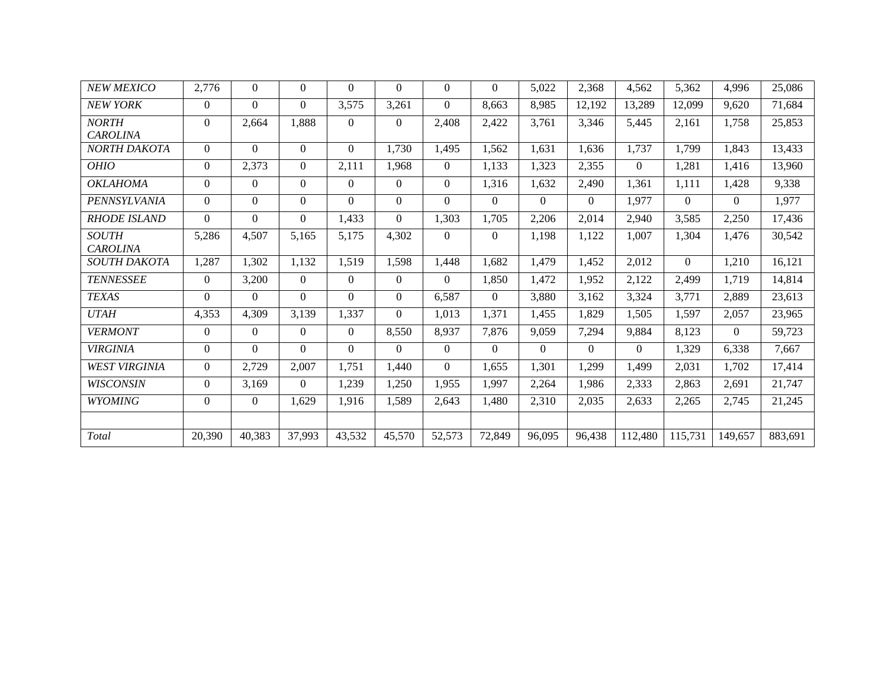| | | | | | | | | | | | | | |
|---|---|---|---|---|---|---|---|---|---|---|---|---|---|
| *NEW MEXICO* | 2,776 | 0 | 0 | 0 | 0 | 0 | 0 | 5,022 | 2,368 | 4,562 | 5,362 | 4,996 | 25,086 |
| *NEW YORK* | 0 | 0 | 0 | 3,575 | 3,261 | 0 | 8,663 | 8,985 | 12,192 | 13,289 | 12,099 | 9,620 | 71,684 |
| *NORTH CAROLINA* | 0 | 2,664 | 1,888 | 0 | 0 | 2,408 | 2,422 | 3,761 | 3,346 | 5,445 | 2,161 | 1,758 | 25,853 |
| *NORTH DAKOTA* | 0 | 0 | 0 | 0 | 1,730 | 1,495 | 1,562 | 1,631 | 1,636 | 1,737 | 1,799 | 1,843 | 13,433 |
| *OHIO* | 0 | 2,373 | 0 | 2,111 | 1,968 | 0 | 1,133 | 1,323 | 2,355 | 0 | 1,281 | 1,416 | 13,960 |
| *OKLAHOMA* | 0 | 0 | 0 | 0 | 0 | 0 | 1,316 | 1,632 | 2,490 | 1,361 | 1,111 | 1,428 | 9,338 |
| *PENNSYLVANIA* | 0 | 0 | 0 | 0 | 0 | 0 | 0 | 0 | 0 | 1,977 | 0 | 0 | 1,977 |
| *RHODE ISLAND* | 0 | 0 | 0 | 1,433 | 0 | 1,303 | 1,705 | 2,206 | 2,014 | 2,940 | 3,585 | 2,250 | 17,436 |
| *SOUTH CAROLINA* | 5,286 | 4,507 | 5,165 | 5,175 | 4,302 | 0 | 0 | 1,198 | 1,122 | 1,007 | 1,304 | 1,476 | 30,542 |
| *SOUTH DAKOTA* | 1,287 | 1,302 | 1,132 | 1,519 | 1,598 | 1,448 | 1,682 | 1,479 | 1,452 | 2,012 | 0 | 1,210 | 16,121 |
| *TENNESSEE* | 0 | 3,200 | 0 | 0 | 0 | 0 | 1,850 | 1,472 | 1,952 | 2,122 | 2,499 | 1,719 | 14,814 |
| *TEXAS* | 0 | 0 | 0 | 0 | 0 | 6,587 | 0 | 3,880 | 3,162 | 3,324 | 3,771 | 2,889 | 23,613 |
| *UTAH* | 4,353 | 4,309 | 3,139 | 1,337 | 0 | 1,013 | 1,371 | 1,455 | 1,829 | 1,505 | 1,597 | 2,057 | 23,965 |
| *VERMONT* | 0 | 0 | 0 | 0 | 8,550 | 8,937 | 7,876 | 9,059 | 7,294 | 9,884 | 8,123 | 0 | 59,723 |
| *VIRGINIA* | 0 | 0 | 0 | 0 | 0 | 0 | 0 | 0 | 0 | 0 | 1,329 | 6,338 | 7,667 |
| *WEST VIRGINIA* | 0 | 2,729 | 2,007 | 1,751 | 1,440 | 0 | 1,655 | 1,301 | 1,299 | 1,499 | 2,031 | 1,702 | 17,414 |
| *WISCONSIN* | 0 | 3,169 | 0 | 1,239 | 1,250 | 1,955 | 1,997 | 2,264 | 1,986 | 2,333 | 2,863 | 2,691 | 21,747 |
| *WYOMING* | 0 | 0 | 1,629 | 1,916 | 1,589 | 2,643 | 1,480 | 2,310 | 2,035 | 2,633 | 2,265 | 2,745 | 21,245 |
| | | | | | | | | | | | | | |
| *Total* | 20,390 | 40,383 | 37,993 | 43,532 | 45,570 | 52,573 | 72,849 | 96,095 | 96,438 | 112,480 | 115,731 | 149,657 | 883,691 |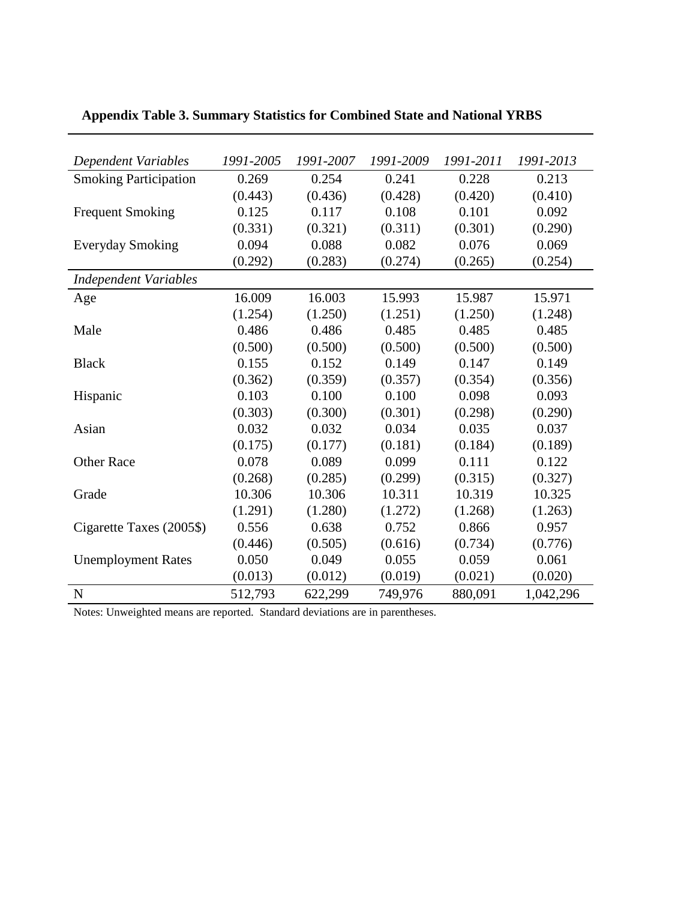**Appendix Table 3. Summary Statistics for Combined State and National YRBS**

| *Dependent Variables* | *1991-2005* | *1991-2007* | *1991-2009* | *1991-2011* | *1991-2013* |
|---|---|---|---|---|---|
| Smoking Participation | 0.269 | 0.254 | 0.241 | 0.228 | 0.213 |
| | (0.443) | (0.436) | (0.428) | (0.420) | (0.410) |
| Frequent Smoking | 0.125 | 0.117 | 0.108 | 0.101 | 0.092 |
| | (0.331) | (0.321) | (0.311) | (0.301) | (0.290) |
| Everyday Smoking | 0.094 | 0.088 | 0.082 | 0.076 | 0.069 |
| | (0.292) | (0.283) | (0.274) | (0.265) | (0.254) |
| *Independent Variables* | | | | | |
| Age | 16.009 | 16.003 | 15.993 | 15.987 | 15.971 |
| | (1.254) | (1.250) | (1.251) | (1.250) | (1.248) |
| Male | 0.486 | 0.486 | 0.485 | 0.485 | 0.485 |
| | (0.500) | (0.500) | (0.500) | (0.500) | (0.500) |
| Black | 0.155 | 0.152 | 0.149 | 0.147 | 0.149 |
| | (0.362) | (0.359) | (0.357) | (0.354) | (0.356) |
| Hispanic | 0.103 | 0.100 | 0.100 | 0.098 | 0.093 |
| | (0.303) | (0.300) | (0.301) | (0.298) | (0.290) |
| Asian | 0.032 | 0.032 | 0.034 | 0.035 | 0.037 |
| | (0.175) | (0.177) | (0.181) | (0.184) | (0.189) |
| Other Race | 0.078 | 0.089 | 0.099 | 0.111 | 0.122 |
| | (0.268) | (0.285) | (0.299) | (0.315) | (0.327) |
| Grade | 10.306 | 10.306 | 10.311 | 10.319 | 10.325 |
| | (1.291) | (1.280) | (1.272) | (1.268) | (1.263) |
| Cigarette Taxes (2005$) | 0.556 | 0.638 | 0.752 | 0.866 | 0.957 |
| | (0.446) | (0.505) | (0.616) | (0.734) | (0.776) |
| Unemployment Rates | 0.050 | 0.049 | 0.055 | 0.059 | 0.061 |
| | (0.013) | (0.012) | (0.019) | (0.021) | (0.020) |
| N | 512,793 | 622,299 | 749,976 | 880,091 | 1,042,296 |

Notes: Unweighted means are reported. Standard deviations are in parentheses.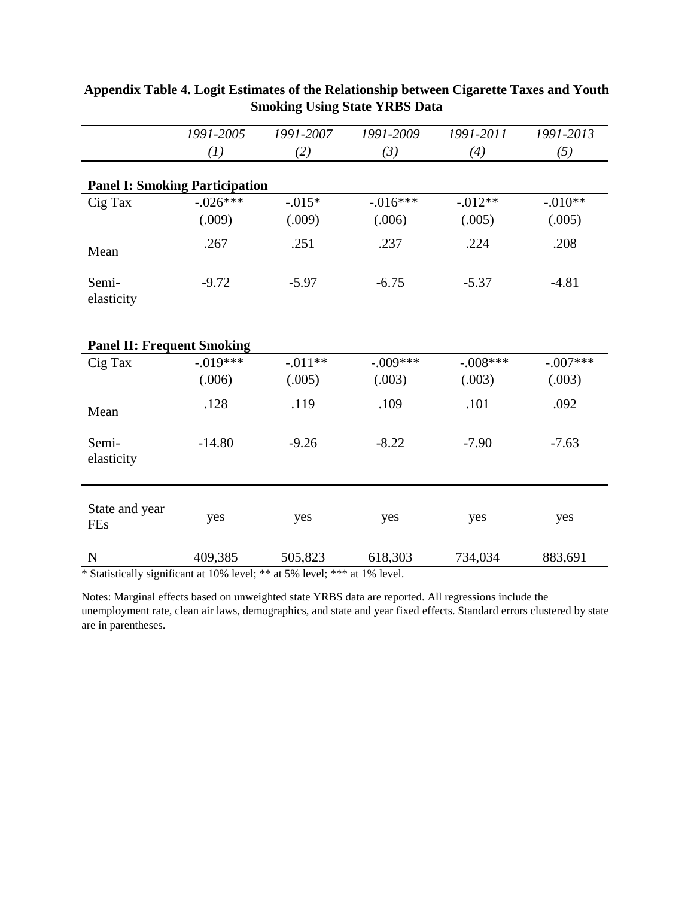**Appendix Table 4. Logit Estimates of the Relationship between Cigarette Taxes and Youth Smoking Using State YRBS Data**

| | *1991-2005* | *1991-2007* | *1991-2009* | *1991-2011* | *1991-2013* |
|---|---|---|---|---|---|
| | *(1)* | *(2)* | *(3)* | *(4)* | *(5)* |
| **Panel I: Smoking Participation** | | | | | |
| Cig Tax | -.026*** | -.015* | -.016*** | -.012** | -.010** |
| | (.009) | (.009) | (.006) | (.005) | (.005) |
| Mean | .267 | .251 | .237 | .224 | .208 |
| Semi-elasticity | -9.72 | -5.97 | -6.75 | -5.37 | -4.81 |
| **Panel II: Frequent Smoking** | | | | | |
| Cig Tax | -.019*** | -.011** | -.009*** | -.008*** | -.007*** |
| | (.006) | (.005) | (.003) | (.003) | (.003) |
| Mean | .128 | .119 | .109 | .101 | .092 |
| Semi-elasticity | -14.80 | -9.26 | -8.22 | -7.90 | -7.63 |
| State and year FEs | yes | yes | yes | yes | yes |
| N | 409,385 | 505,823 | 618,303 | 734,034 | 883,691 |

* Statistically significant at 10% level; ** at 5% level; *** at 1% level.

Notes: Marginal effects based on unweighted state YRBS data are reported. All regressions include the unemployment rate, clean air laws, demographics, and state and year fixed effects. Standard errors clustered by state are in parentheses.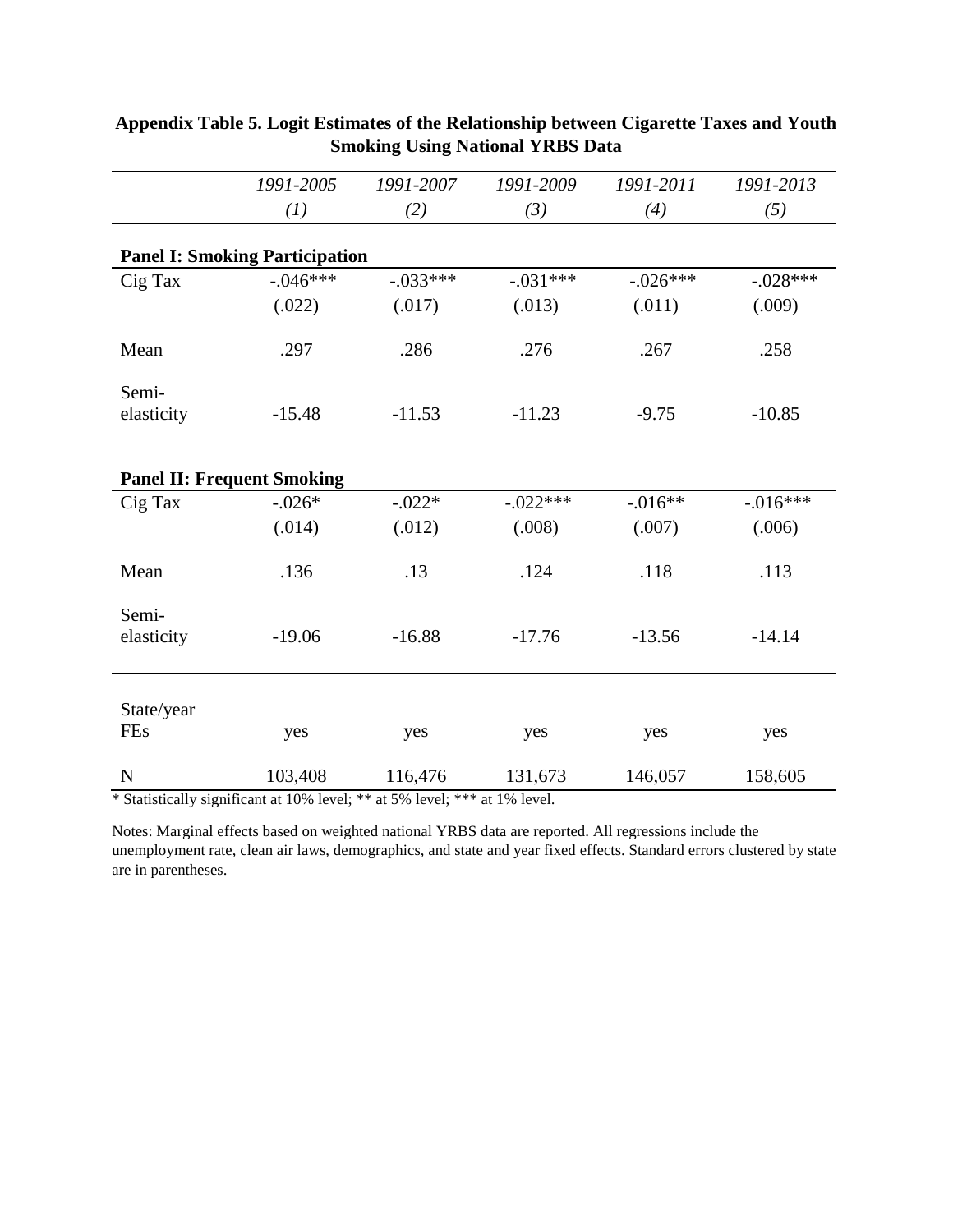**Appendix Table 5. Logit Estimates of the Relationship between Cigarette Taxes and Youth Smoking Using National YRBS Data**

| | *1991-2005* | *1991-2007* | *1991-2009* | *1991-2011* | *1991-2013* |
|---|---|---|---|---|---|
| | *(1)* | *(2)* | *(3)* | *(4)* | *(5)* |
| **Panel I: Smoking Participation** | | | | | |
| Cig Tax | -.046*** | -.033*** | -.031*** | -.026*** | -.028*** |
| | (.022) | (.017) | (.013) | (.011) | (.009) |
| Mean | .297 | .286 | .276 | .267 | .258 |
| Semi-elasticity | -15.48 | -11.53 | -11.23 | -9.75 | -10.85 |
| **Panel II: Frequent Smoking** | | | | | |
| Cig Tax | -.026* | -.022* | -.022*** | -.016** | -.016*** |
| | (.014) | (.012) | (.008) | (.007) | (.006) |
| Mean | .136 | .13 | .124 | .118 | .113 |
| Semi-elasticity | -19.06 | -16.88 | -17.76 | -13.56 | -14.14 |
| State/year FEs | yes | yes | yes | yes | yes |
| N | 103,408 | 116,476 | 131,673 | 146,057 | 158,605 |

* Statistically significant at 10% level; ** at 5% level; *** at 1% level.

Notes: Marginal effects based on weighted national YRBS data are reported. All regressions include the unemployment rate, clean air laws, demographics, and state and year fixed effects. Standard errors clustered by state are in parentheses.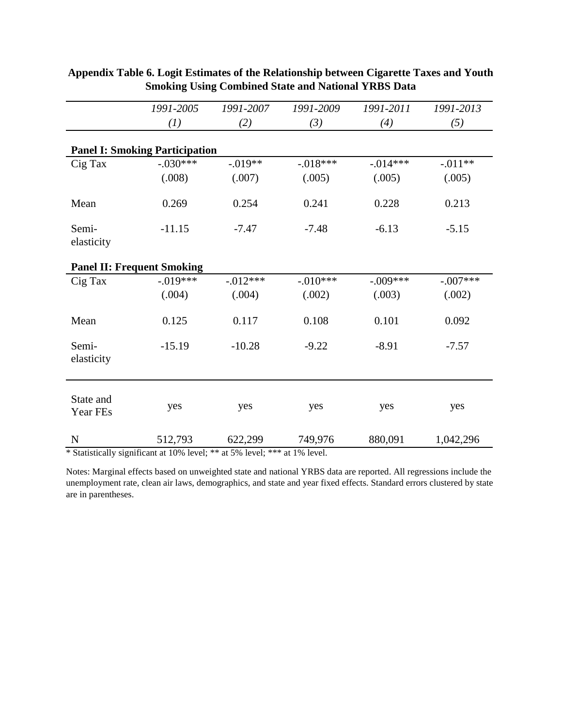**Appendix Table 6. Logit Estimates of the Relationship between Cigarette Taxes and Youth Smoking Using Combined State and National YRBS Data**

| | *1991-2005* | *1991-2007* | *1991-2009* | *1991-2011* | *1991-2013* |
|---|---|---|---|---|---|
| | *(1)* | *(2)* | *(3)* | *(4)* | *(5)* |
| **Panel I: Smoking Participation** | | | | | |
| Cig Tax | -.030*** | -.019** | -.018*** | -.014*** | -.011** |
| | (.008) | (.007) | (.005) | (.005) | (.005) |
| Mean | 0.269 | 0.254 | 0.241 | 0.228 | 0.213 |
| Semi-elasticity | -11.15 | -7.47 | -7.48 | -6.13 | -5.15 |
| **Panel II: Frequent Smoking** | | | | | |
| Cig Tax | -.019*** | -.012*** | -.010*** | -.009*** | -.007*** |
| | (.004) | (.004) | (.002) | (.003) | (.002) |
| Mean | 0.125 | 0.117 | 0.108 | 0.101 | 0.092 |
| Semi-elasticity | -15.19 | -10.28 | -9.22 | -8.91 | -7.57 |
| State and Year FEs | yes | yes | yes | yes | yes |
| N | 512,793 | 622,299 | 749,976 | 880,091 | 1,042,296 |

\* Statistically significant at 10% level; ** at 5% level; *** at 1% level.

Notes: Marginal effects based on unweighted state and national YRBS data are reported. All regressions include the unemployment rate, clean air laws, demographics, and state and year fixed effects. Standard errors clustered by state are in parentheses.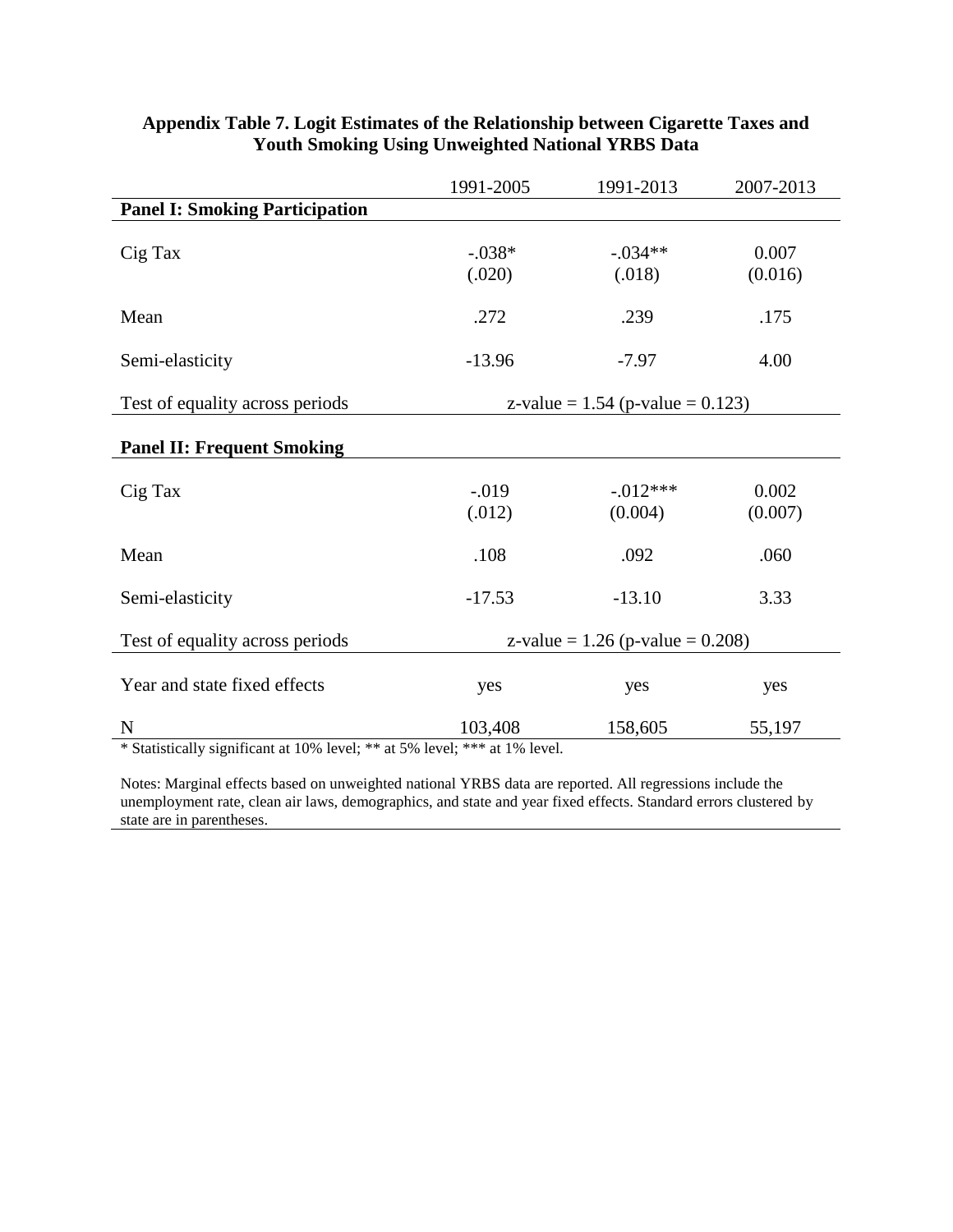**Appendix Table 7. Logit Estimates of the Relationship between Cigarette Taxes and Youth Smoking Using Unweighted National YRBS Data**

| | 1991-2005 | 1991-2013 | 2007-2013 |
|---|---|---|---|
| **Panel I: Smoking Participation** | | | |
| Cig Tax | -.038* | -.034** | 0.007 |
| | (.020) | (.018) | (0.016) |
| Mean | .272 | .239 | .175 |
| Semi-elasticity | -13.96 | -7.97 | 4.00 |
| Test of equality across periods | z-value = 1.54 (p-value = 0.123) | | |
| **Panel II: Frequent Smoking** | | | |
| Cig Tax | -.019 | -.012*** | 0.002 |
| | (.012) | (0.004) | (0.007) |
| Mean | .108 | .092 | .060 |
| Semi-elasticity | -17.53 | -13.10 | 3.33 |
| Test of equality across periods | z-value = 1.26 (p-value = 0.208) | | |
| Year and state fixed effects | yes | yes | yes |
| N | 103,408 | 158,605 | 55,197 |

* Statistically significant at 10% level; ** at 5% level; *** at 1% level.

Notes: Marginal effects based on unweighted national YRBS data are reported. All regressions include the unemployment rate, clean air laws, demographics, and state and year fixed effects. Standard errors clustered by state are in parentheses.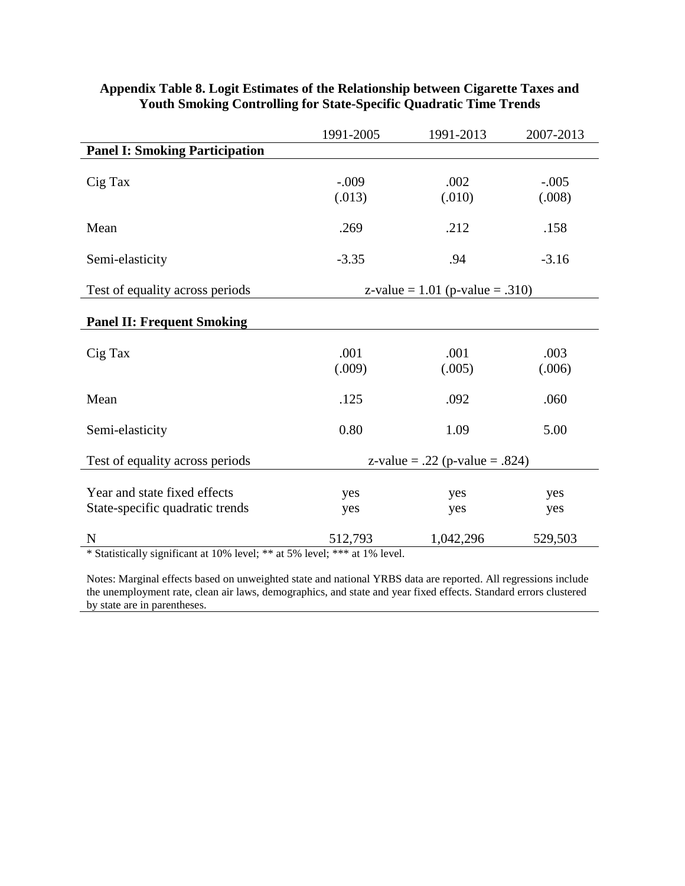**Appendix Table 8. Logit Estimates of the Relationship between Cigarette Taxes and Youth Smoking Controlling for State-Specific Quadratic Time Trends**

| | 1991-2005 | 1991-2013 | 2007-2013 |
|---|---|---|---|
| **Panel I: Smoking Participation** | | | |
| Cig Tax | -.009<br>(.013) | .002<br>(.010) | -.005<br>(.008) |
| Mean | .269 | .212 | .158 |
| Semi-elasticity | -3.35 | .94 | -3.16 |
| Test of equality across periods | z-value = 1.01 (p-value = .310) | | |
| **Panel II: Frequent Smoking** | | | |
| Cig Tax | .001<br>(.009) | .001<br>(.005) | .003<br>(.006) |
| Mean | .125 | .092 | .060 |
| Semi-elasticity | 0.80 | 1.09 | 5.00 |
| Test of equality across periods | z-value = .22 (p-value = .824) | | |
| Year and state fixed effects | yes | yes | yes |
| State-specific quadratic trends | yes | yes | yes |
| N | 512,793 | 1,042,296 | 529,503 |

* Statistically significant at 10% level; ** at 5% level; *** at 1% level.

Notes: Marginal effects based on unweighted state and national YRBS data are reported. All regressions include the unemployment rate, clean air laws, demographics, and state and year fixed effects. Standard errors clustered by state are in parentheses.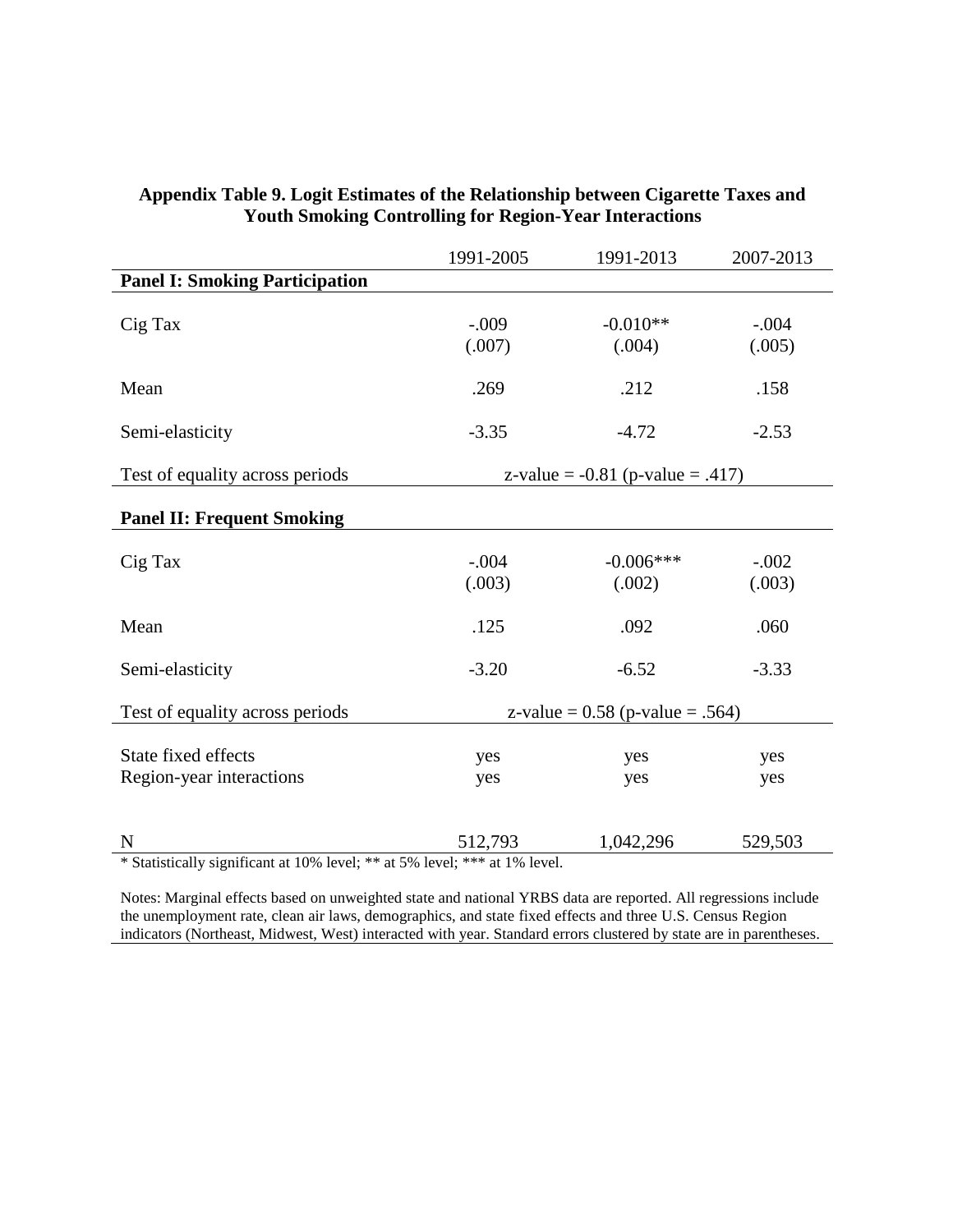**Appendix Table 9. Logit Estimates of the Relationship between Cigarette Taxes and Youth Smoking Controlling for Region-Year Interactions**

| | 1991-2005 | 1991-2013 | 2007-2013 |
|---|---|---|---|
| **Panel I: Smoking Participation** | | | |
| Cig Tax | -.009<br>(.007) | -0.010**<br>(.004) | -.004<br>(.005) |
| Mean | .269 | .212 | .158 |
| Semi-elasticity | -3.35 | -4.72 | -2.53 |
| Test of equality across periods | z-value = -0.81 (p-value = .417) | | |
| **Panel II: Frequent Smoking** | | | |
| Cig Tax | -.004<br>(.003) | -0.006***<br>(.002) | -.002<br>(.003) |
| Mean | .125 | .092 | .060 |
| Semi-elasticity | -3.20 | -6.52 | -3.33 |
| Test of equality across periods | z-value = 0.58 (p-value = .564) | | |
| State fixed effects | yes | yes | yes |
| Region-year interactions | yes | yes | yes |
| N | 512,793 | 1,042,296 | 529,503 |

* Statistically significant at 10% level; ** at 5% level; *** at 1% level.

Notes: Marginal effects based on unweighted state and national YRBS data are reported. All regressions include the unemployment rate, clean air laws, demographics, and state fixed effects and three U.S. Census Region indicators (Northeast, Midwest, West) interacted with year. Standard errors clustered by state are in parentheses.